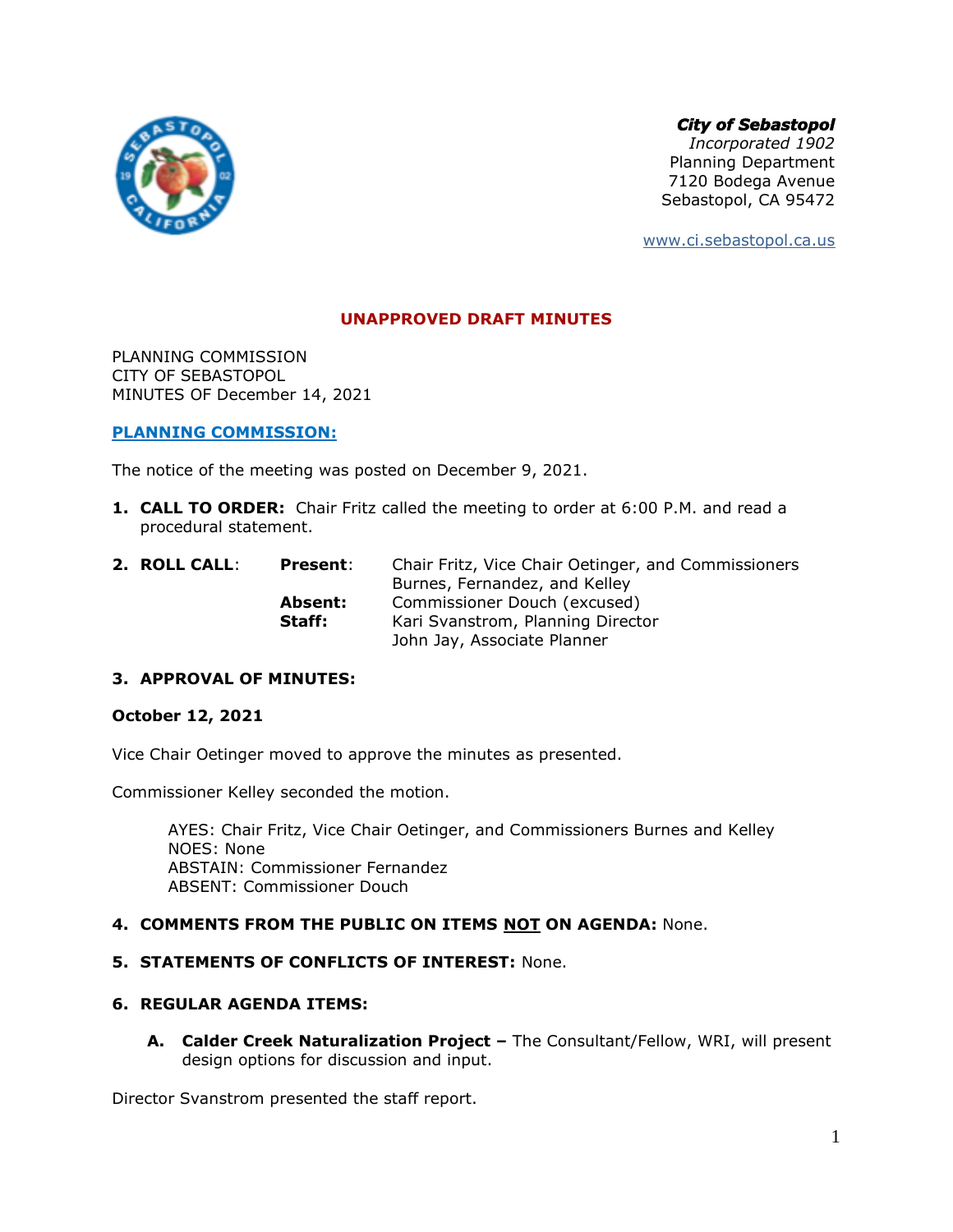***City of Sebastopol***
*Incorporated 1902*
Planning Department
7120 Bodega Avenue
Sebastopol, CA 95472

www.ci.sebastopol.ca.us

# UNAPPROVED DRAFT MINUTES

PLANNING COMMISSION
CITY OF SEBASTOPOL
MINUTES OF December 14, 2021

## PLANNING COMMISSION:

The notice of the meeting was posted on December 9, 2021.

1. **CALL TO ORDER:** Chair Fritz called the meeting to order at 6:00 P.M. and read a procedural statement.

2. **ROLL CALL**:
   - **Present**: Chair Fritz, Vice Chair Oetinger, and Commissioners Burnes, Fernandez, and Kelley
   - **Absent:** Commissioner Douch (excused)
   - **Staff:** Kari Svanstrom, Planning Director; John Jay, Associate Planner

3. **APPROVAL OF MINUTES:**

**October 12, 2021**

Vice Chair Oetinger moved to approve the minutes as presented.

Commissioner Kelley seconded the motion.

> AYES: Chair Fritz, Vice Chair Oetinger, and Commissioners Burnes and Kelley
> NOES: None
> ABSTAIN: Commissioner Fernandez
> ABSENT: Commissioner Douch

4. **COMMENTS FROM THE PUBLIC ON ITEMS NOT ON AGENDA:** None.

5. **STATEMENTS OF CONFLICTS OF INTEREST:** None.

6. **REGULAR AGENDA ITEMS:**

   A. **Calder Creek Naturalization Project –** The Consultant/Fellow, WRI, will present design options for discussion and input.

Director Svanstrom presented the staff report.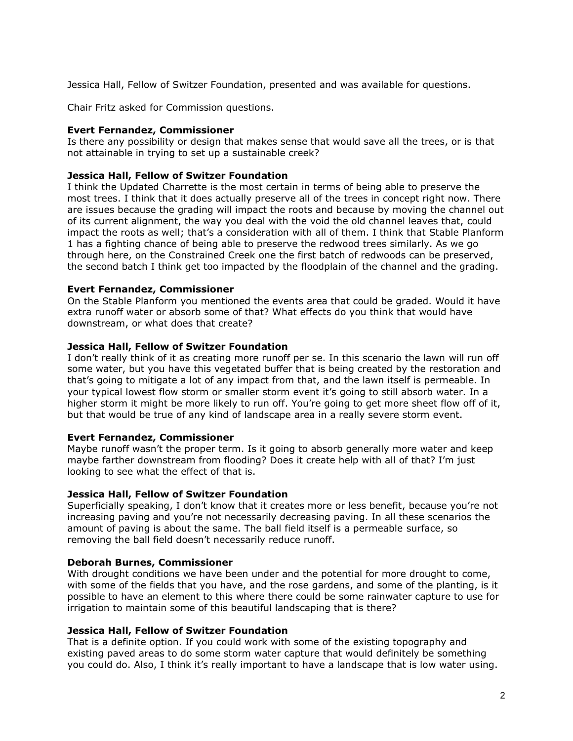Jessica Hall, Fellow of Switzer Foundation, presented and was available for questions.

Chair Fritz asked for Commission questions.

**Evert Fernandez, Commissioner**
Is there any possibility or design that makes sense that would save all the trees, or is that not attainable in trying to set up a sustainable creek?

**Jessica Hall, Fellow of Switzer Foundation**
I think the Updated Charrette is the most certain in terms of being able to preserve the most trees. I think that it does actually preserve all of the trees in concept right now. There are issues because the grading will impact the roots and because by moving the channel out of its current alignment, the way you deal with the void the old channel leaves that, could impact the roots as well; that's a consideration with all of them. I think that Stable Planform 1 has a fighting chance of being able to preserve the redwood trees similarly. As we go through here, on the Constrained Creek one the first batch of redwoods can be preserved, the second batch I think get too impacted by the floodplain of the channel and the grading.

**Evert Fernandez, Commissioner**
On the Stable Planform you mentioned the events area that could be graded. Would it have extra runoff water or absorb some of that? What effects do you think that would have downstream, or what does that create?

**Jessica Hall, Fellow of Switzer Foundation**
I don't really think of it as creating more runoff per se. In this scenario the lawn will run off some water, but you have this vegetated buffer that is being created by the restoration and that's going to mitigate a lot of any impact from that, and the lawn itself is permeable. In your typical lowest flow storm or smaller storm event it's going to still absorb water. In a higher storm it might be more likely to run off. You're going to get more sheet flow off of it, but that would be true of any kind of landscape area in a really severe storm event.

**Evert Fernandez, Commissioner**
Maybe runoff wasn't the proper term. Is it going to absorb generally more water and keep maybe farther downstream from flooding? Does it create help with all of that? I'm just looking to see what the effect of that is.

**Jessica Hall, Fellow of Switzer Foundation**
Superficially speaking, I don't know that it creates more or less benefit, because you're not increasing paving and you're not necessarily decreasing paving. In all these scenarios the amount of paving is about the same. The ball field itself is a permeable surface, so removing the ball field doesn't necessarily reduce runoff.

**Deborah Burnes, Commissioner**
With drought conditions we have been under and the potential for more drought to come, with some of the fields that you have, and the rose gardens, and some of the planting, is it possible to have an element to this where there could be some rainwater capture to use for irrigation to maintain some of this beautiful landscaping that is there?

**Jessica Hall, Fellow of Switzer Foundation**
That is a definite option. If you could work with some of the existing topography and existing paved areas to do some storm water capture that would definitely be something you could do. Also, I think it's really important to have a landscape that is low water using.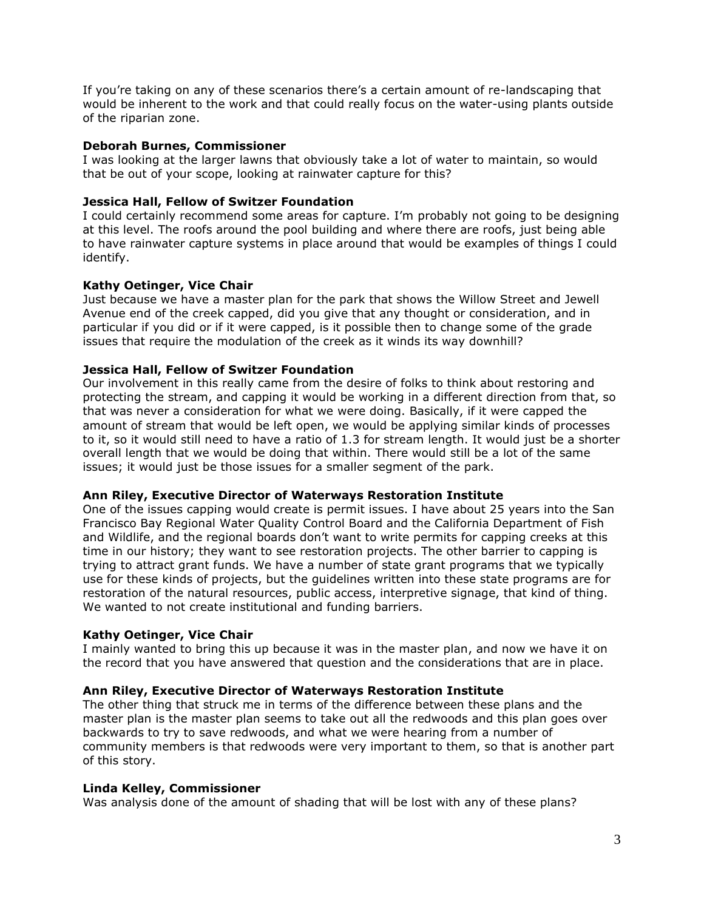If you're taking on any of these scenarios there's a certain amount of re-landscaping that would be inherent to the work and that could really focus on the water-using plants outside of the riparian zone.

**Deborah Burnes, Commissioner**
I was looking at the larger lawns that obviously take a lot of water to maintain, so would that be out of your scope, looking at rainwater capture for this?

**Jessica Hall, Fellow of Switzer Foundation**
I could certainly recommend some areas for capture. I'm probably not going to be designing at this level. The roofs around the pool building and where there are roofs, just being able to have rainwater capture systems in place around that would be examples of things I could identify.

**Kathy Oetinger, Vice Chair**
Just because we have a master plan for the park that shows the Willow Street and Jewell Avenue end of the creek capped, did you give that any thought or consideration, and in particular if you did or if it were capped, is it possible then to change some of the grade issues that require the modulation of the creek as it winds its way downhill?

**Jessica Hall, Fellow of Switzer Foundation**
Our involvement in this really came from the desire of folks to think about restoring and protecting the stream, and capping it would be working in a different direction from that, so that was never a consideration for what we were doing. Basically, if it were capped the amount of stream that would be left open, we would be applying similar kinds of processes to it, so it would still need to have a ratio of 1.3 for stream length. It would just be a shorter overall length that we would be doing that within. There would still be a lot of the same issues; it would just be those issues for a smaller segment of the park.

**Ann Riley, Executive Director of Waterways Restoration Institute**
One of the issues capping would create is permit issues. I have about 25 years into the San Francisco Bay Regional Water Quality Control Board and the California Department of Fish and Wildlife, and the regional boards don't want to write permits for capping creeks at this time in our history; they want to see restoration projects. The other barrier to capping is trying to attract grant funds. We have a number of state grant programs that we typically use for these kinds of projects, but the guidelines written into these state programs are for restoration of the natural resources, public access, interpretive signage, that kind of thing. We wanted to not create institutional and funding barriers.

**Kathy Oetinger, Vice Chair**
I mainly wanted to bring this up because it was in the master plan, and now we have it on the record that you have answered that question and the considerations that are in place.

**Ann Riley, Executive Director of Waterways Restoration Institute**
The other thing that struck me in terms of the difference between these plans and the master plan is the master plan seems to take out all the redwoods and this plan goes over backwards to try to save redwoods, and what we were hearing from a number of community members is that redwoods were very important to them, so that is another part of this story.

**Linda Kelley, Commissioner**
Was analysis done of the amount of shading that will be lost with any of these plans?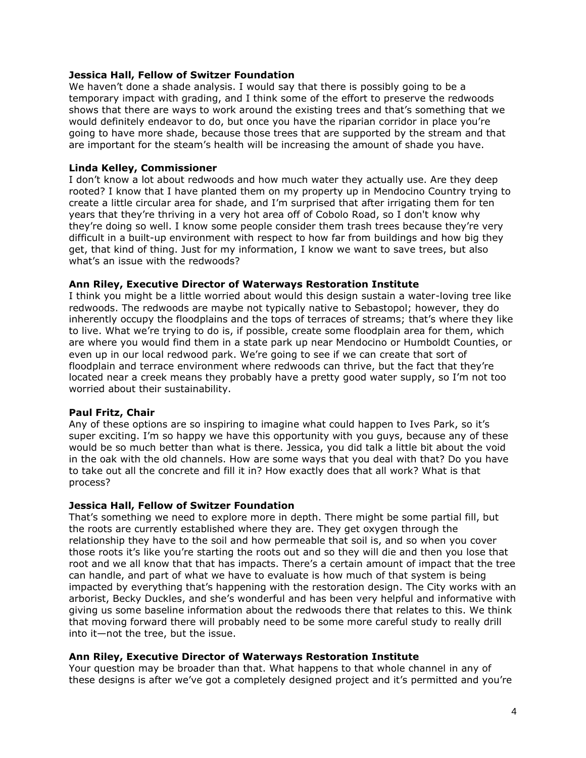**Jessica Hall, Fellow of Switzer Foundation**
We haven't done a shade analysis. I would say that there is possibly going to be a temporary impact with grading, and I think some of the effort to preserve the redwoods shows that there are ways to work around the existing trees and that's something that we would definitely endeavor to do, but once you have the riparian corridor in place you're going to have more shade, because those trees that are supported by the stream and that are important for the steam's health will be increasing the amount of shade you have.

**Linda Kelley, Commissioner**
I don't know a lot about redwoods and how much water they actually use. Are they deep rooted? I know that I have planted them on my property up in Mendocino Country trying to create a little circular area for shade, and I'm surprised that after irrigating them for ten years that they're thriving in a very hot area off of Cobolo Road, so I don't know why they're doing so well. I know some people consider them trash trees because they're very difficult in a built-up environment with respect to how far from buildings and how big they get, that kind of thing. Just for my information, I know we want to save trees, but also what's an issue with the redwoods?

**Ann Riley, Executive Director of Waterways Restoration Institute**
I think you might be a little worried about would this design sustain a water-loving tree like redwoods. The redwoods are maybe not typically native to Sebastopol; however, they do inherently occupy the floodplains and the tops of terraces of streams; that's where they like to live. What we're trying to do is, if possible, create some floodplain area for them, which are where you would find them in a state park up near Mendocino or Humboldt Counties, or even up in our local redwood park. We're going to see if we can create that sort of floodplain and terrace environment where redwoods can thrive, but the fact that they're located near a creek means they probably have a pretty good water supply, so I'm not too worried about their sustainability.

**Paul Fritz, Chair**
Any of these options are so inspiring to imagine what could happen to Ives Park, so it's super exciting. I'm so happy we have this opportunity with you guys, because any of these would be so much better than what is there. Jessica, you did talk a little bit about the void in the oak with the old channels. How are some ways that you deal with that? Do you have to take out all the concrete and fill it in? How exactly does that all work? What is that process?

**Jessica Hall, Fellow of Switzer Foundation**
That's something we need to explore more in depth. There might be some partial fill, but the roots are currently established where they are. They get oxygen through the relationship they have to the soil and how permeable that soil is, and so when you cover those roots it's like you're starting the roots out and so they will die and then you lose that root and we all know that that has impacts. There's a certain amount of impact that the tree can handle, and part of what we have to evaluate is how much of that system is being impacted by everything that's happening with the restoration design. The City works with an arborist, Becky Duckles, and she's wonderful and has been very helpful and informative with giving us some baseline information about the redwoods there that relates to this. We think that moving forward there will probably need to be some more careful study to really drill into it—not the tree, but the issue.

**Ann Riley, Executive Director of Waterways Restoration Institute**
Your question may be broader than that. What happens to that whole channel in any of these designs is after we've got a completely designed project and it's permitted and you're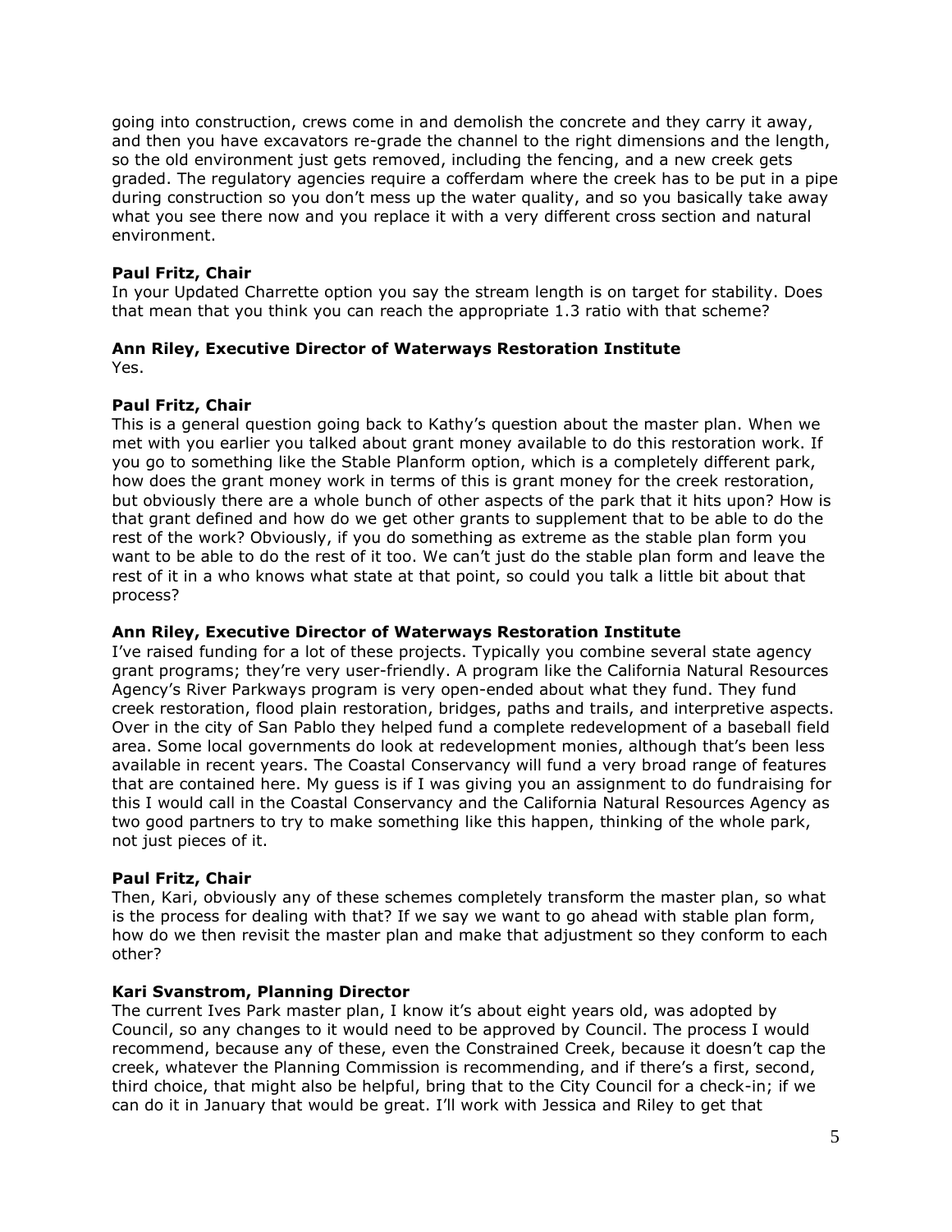going into construction, crews come in and demolish the concrete and they carry it away, and then you have excavators re-grade the channel to the right dimensions and the length, so the old environment just gets removed, including the fencing, and a new creek gets graded. The regulatory agencies require a cofferdam where the creek has to be put in a pipe during construction so you don't mess up the water quality, and so you basically take away what you see there now and you replace it with a very different cross section and natural environment.

**Paul Fritz, Chair**
In your Updated Charrette option you say the stream length is on target for stability. Does that mean that you think you can reach the appropriate 1.3 ratio with that scheme?

**Ann Riley, Executive Director of Waterways Restoration Institute**
Yes.

**Paul Fritz, Chair**
This is a general question going back to Kathy's question about the master plan. When we met with you earlier you talked about grant money available to do this restoration work. If you go to something like the Stable Planform option, which is a completely different park, how does the grant money work in terms of this is grant money for the creek restoration, but obviously there are a whole bunch of other aspects of the park that it hits upon? How is that grant defined and how do we get other grants to supplement that to be able to do the rest of the work? Obviously, if you do something as extreme as the stable plan form you want to be able to do the rest of it too. We can't just do the stable plan form and leave the rest of it in a who knows what state at that point, so could you talk a little bit about that process?

**Ann Riley, Executive Director of Waterways Restoration Institute**
I've raised funding for a lot of these projects. Typically you combine several state agency grant programs; they're very user-friendly. A program like the California Natural Resources Agency's River Parkways program is very open-ended about what they fund. They fund creek restoration, flood plain restoration, bridges, paths and trails, and interpretive aspects. Over in the city of San Pablo they helped fund a complete redevelopment of a baseball field area. Some local governments do look at redevelopment monies, although that's been less available in recent years. The Coastal Conservancy will fund a very broad range of features that are contained here. My guess is if I was giving you an assignment to do fundraising for this I would call in the Coastal Conservancy and the California Natural Resources Agency as two good partners to try to make something like this happen, thinking of the whole park, not just pieces of it.

**Paul Fritz, Chair**
Then, Kari, obviously any of these schemes completely transform the master plan, so what is the process for dealing with that? If we say we want to go ahead with stable plan form, how do we then revisit the master plan and make that adjustment so they conform to each other?

**Kari Svanstrom, Planning Director**
The current Ives Park master plan, I know it's about eight years old, was adopted by Council, so any changes to it would need to be approved by Council. The process I would recommend, because any of these, even the Constrained Creek, because it doesn't cap the creek, whatever the Planning Commission is recommending, and if there's a first, second, third choice, that might also be helpful, bring that to the City Council for a check-in; if we can do it in January that would be great. I'll work with Jessica and Riley to get that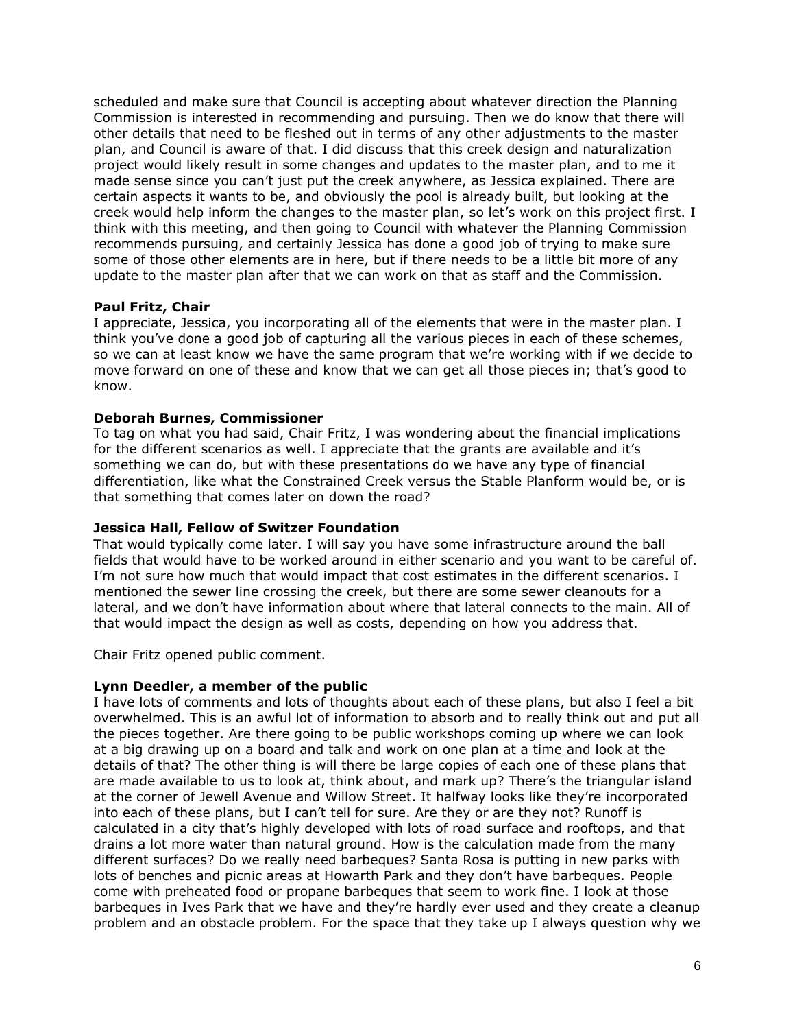scheduled and make sure that Council is accepting about whatever direction the Planning Commission is interested in recommending and pursuing. Then we do know that there will other details that need to be fleshed out in terms of any other adjustments to the master plan, and Council is aware of that. I did discuss that this creek design and naturalization project would likely result in some changes and updates to the master plan, and to me it made sense since you can't just put the creek anywhere, as Jessica explained. There are certain aspects it wants to be, and obviously the pool is already built, but looking at the creek would help inform the changes to the master plan, so let's work on this project first. I think with this meeting, and then going to Council with whatever the Planning Commission recommends pursuing, and certainly Jessica has done a good job of trying to make sure some of those other elements are in here, but if there needs to be a little bit more of any update to the master plan after that we can work on that as staff and the Commission.

**Paul Fritz, Chair**
I appreciate, Jessica, you incorporating all of the elements that were in the master plan. I think you've done a good job of capturing all the various pieces in each of these schemes, so we can at least know we have the same program that we're working with if we decide to move forward on one of these and know that we can get all those pieces in; that's good to know.

**Deborah Burnes, Commissioner**
To tag on what you had said, Chair Fritz, I was wondering about the financial implications for the different scenarios as well. I appreciate that the grants are available and it's something we can do, but with these presentations do we have any type of financial differentiation, like what the Constrained Creek versus the Stable Planform would be, or is that something that comes later on down the road?

**Jessica Hall, Fellow of Switzer Foundation**
That would typically come later. I will say you have some infrastructure around the ball fields that would have to be worked around in either scenario and you want to be careful of. I'm not sure how much that would impact that cost estimates in the different scenarios. I mentioned the sewer line crossing the creek, but there are some sewer cleanouts for a lateral, and we don't have information about where that lateral connects to the main. All of that would impact the design as well as costs, depending on how you address that.

Chair Fritz opened public comment.

**Lynn Deedler, a member of the public**
I have lots of comments and lots of thoughts about each of these plans, but also I feel a bit overwhelmed. This is an awful lot of information to absorb and to really think out and put all the pieces together. Are there going to be public workshops coming up where we can look at a big drawing up on a board and talk and work on one plan at a time and look at the details of that? The other thing is will there be large copies of each one of these plans that are made available to us to look at, think about, and mark up? There's the triangular island at the corner of Jewell Avenue and Willow Street. It halfway looks like they're incorporated into each of these plans, but I can't tell for sure. Are they or are they not? Runoff is calculated in a city that's highly developed with lots of road surface and rooftops, and that drains a lot more water than natural ground. How is the calculation made from the many different surfaces? Do we really need barbeques? Santa Rosa is putting in new parks with lots of benches and picnic areas at Howarth Park and they don't have barbeques. People come with preheated food or propane barbeques that seem to work fine. I look at those barbeques in Ives Park that we have and they're hardly ever used and they create a cleanup problem and an obstacle problem. For the space that they take up I always question why we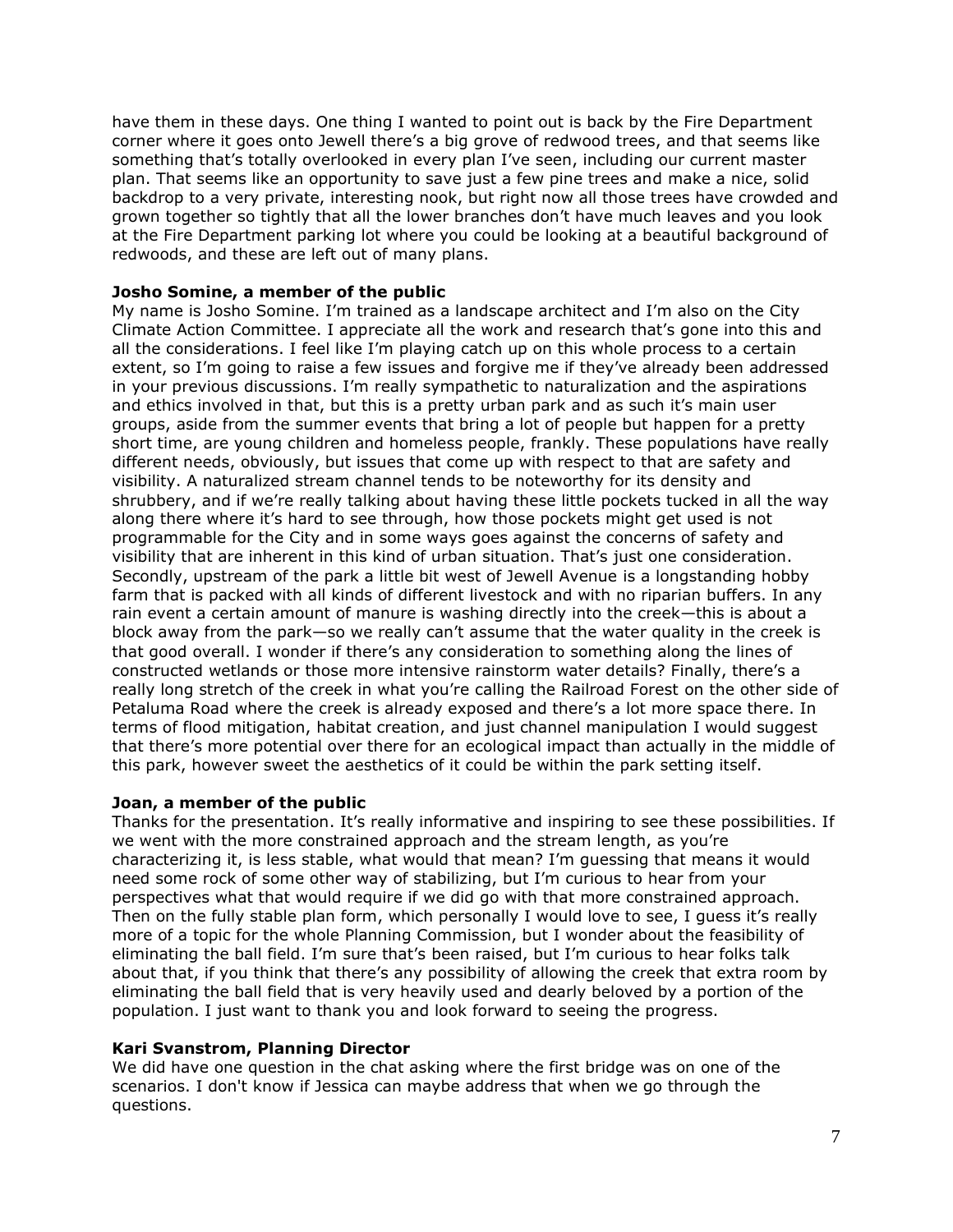have them in these days. One thing I wanted to point out is back by the Fire Department corner where it goes onto Jewell there's a big grove of redwood trees, and that seems like something that's totally overlooked in every plan I've seen, including our current master plan. That seems like an opportunity to save just a few pine trees and make a nice, solid backdrop to a very private, interesting nook, but right now all those trees have crowded and grown together so tightly that all the lower branches don't have much leaves and you look at the Fire Department parking lot where you could be looking at a beautiful background of redwoods, and these are left out of many plans.

**Josho Somine, a member of the public**
My name is Josho Somine. I'm trained as a landscape architect and I'm also on the City Climate Action Committee. I appreciate all the work and research that's gone into this and all the considerations. I feel like I'm playing catch up on this whole process to a certain extent, so I'm going to raise a few issues and forgive me if they've already been addressed in your previous discussions. I'm really sympathetic to naturalization and the aspirations and ethics involved in that, but this is a pretty urban park and as such it's main user groups, aside from the summer events that bring a lot of people but happen for a pretty short time, are young children and homeless people, frankly. These populations have really different needs, obviously, but issues that come up with respect to that are safety and visibility. A naturalized stream channel tends to be noteworthy for its density and shrubbery, and if we're really talking about having these little pockets tucked in all the way along there where it's hard to see through, how those pockets might get used is not programmable for the City and in some ways goes against the concerns of safety and visibility that are inherent in this kind of urban situation. That's just one consideration. Secondly, upstream of the park a little bit west of Jewell Avenue is a longstanding hobby farm that is packed with all kinds of different livestock and with no riparian buffers. In any rain event a certain amount of manure is washing directly into the creek—this is about a block away from the park—so we really can't assume that the water quality in the creek is that good overall. I wonder if there's any consideration to something along the lines of constructed wetlands or those more intensive rainstorm water details? Finally, there's a really long stretch of the creek in what you're calling the Railroad Forest on the other side of Petaluma Road where the creek is already exposed and there's a lot more space there. In terms of flood mitigation, habitat creation, and just channel manipulation I would suggest that there's more potential over there for an ecological impact than actually in the middle of this park, however sweet the aesthetics of it could be within the park setting itself.

**Joan, a member of the public**
Thanks for the presentation. It's really informative and inspiring to see these possibilities. If we went with the more constrained approach and the stream length, as you're characterizing it, is less stable, what would that mean? I'm guessing that means it would need some rock of some other way of stabilizing, but I'm curious to hear from your perspectives what that would require if we did go with that more constrained approach. Then on the fully stable plan form, which personally I would love to see, I guess it's really more of a topic for the whole Planning Commission, but I wonder about the feasibility of eliminating the ball field. I'm sure that's been raised, but I'm curious to hear folks talk about that, if you think that there's any possibility of allowing the creek that extra room by eliminating the ball field that is very heavily used and dearly beloved by a portion of the population. I just want to thank you and look forward to seeing the progress.

**Kari Svanstrom, Planning Director**
We did have one question in the chat asking where the first bridge was on one of the scenarios. I don't know if Jessica can maybe address that when we go through the questions.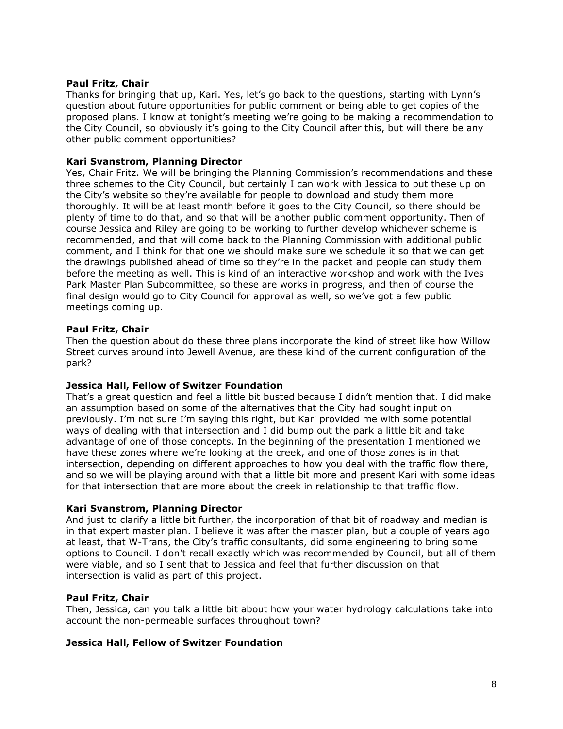**Paul Fritz, Chair**
Thanks for bringing that up, Kari. Yes, let's go back to the questions, starting with Lynn's question about future opportunities for public comment or being able to get copies of the proposed plans. I know at tonight's meeting we're going to be making a recommendation to the City Council, so obviously it's going to the City Council after this, but will there be any other public comment opportunities?

**Kari Svanstrom, Planning Director**
Yes, Chair Fritz. We will be bringing the Planning Commission's recommendations and these three schemes to the City Council, but certainly I can work with Jessica to put these up on the City's website so they're available for people to download and study them more thoroughly. It will be at least month before it goes to the City Council, so there should be plenty of time to do that, and so that will be another public comment opportunity. Then of course Jessica and Riley are going to be working to further develop whichever scheme is recommended, and that will come back to the Planning Commission with additional public comment, and I think for that one we should make sure we schedule it so that we can get the drawings published ahead of time so they're in the packet and people can study them before the meeting as well. This is kind of an interactive workshop and work with the Ives Park Master Plan Subcommittee, so these are works in progress, and then of course the final design would go to City Council for approval as well, so we've got a few public meetings coming up.

**Paul Fritz, Chair**
Then the question about do these three plans incorporate the kind of street like how Willow Street curves around into Jewell Avenue, are these kind of the current configuration of the park?

**Jessica Hall, Fellow of Switzer Foundation**
That's a great question and feel a little bit busted because I didn't mention that. I did make an assumption based on some of the alternatives that the City had sought input on previously. I'm not sure I'm saying this right, but Kari provided me with some potential ways of dealing with that intersection and I did bump out the park a little bit and take advantage of one of those concepts. In the beginning of the presentation I mentioned we have these zones where we're looking at the creek, and one of those zones is in that intersection, depending on different approaches to how you deal with the traffic flow there, and so we will be playing around with that a little bit more and present Kari with some ideas for that intersection that are more about the creek in relationship to that traffic flow.

**Kari Svanstrom, Planning Director**
And just to clarify a little bit further, the incorporation of that bit of roadway and median is in that expert master plan. I believe it was after the master plan, but a couple of years ago at least, that W-Trans, the City's traffic consultants, did some engineering to bring some options to Council. I don't recall exactly which was recommended by Council, but all of them were viable, and so I sent that to Jessica and feel that further discussion on that intersection is valid as part of this project.

**Paul Fritz, Chair**
Then, Jessica, can you talk a little bit about how your water hydrology calculations take into account the non-permeable surfaces throughout town?

**Jessica Hall, Fellow of Switzer Foundation**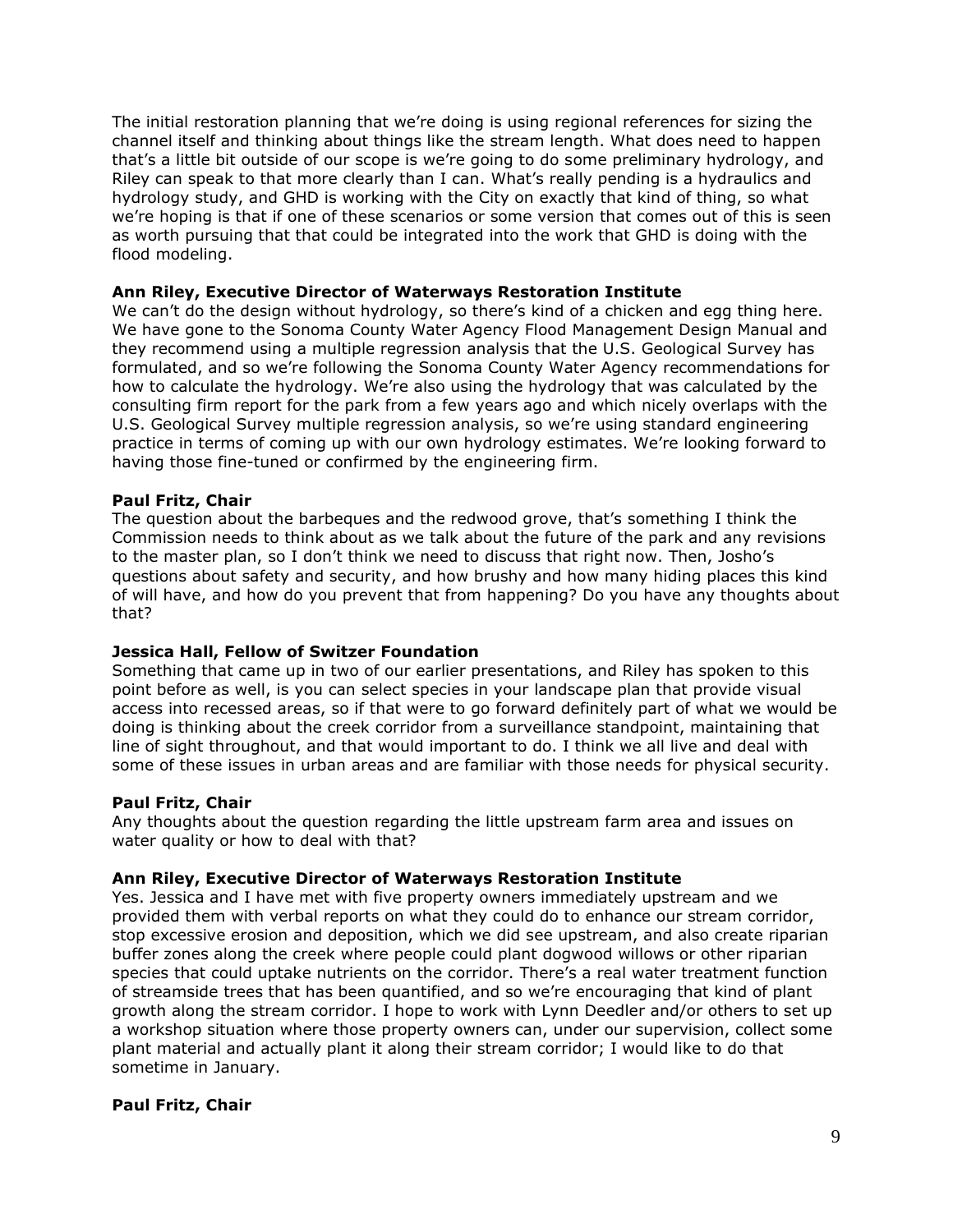The initial restoration planning that we're doing is using regional references for sizing the channel itself and thinking about things like the stream length. What does need to happen that's a little bit outside of our scope is we're going to do some preliminary hydrology, and Riley can speak to that more clearly than I can. What's really pending is a hydraulics and hydrology study, and GHD is working with the City on exactly that kind of thing, so what we're hoping is that if one of these scenarios or some version that comes out of this is seen as worth pursuing that that could be integrated into the work that GHD is doing with the flood modeling.

**Ann Riley, Executive Director of Waterways Restoration Institute**
We can't do the design without hydrology, so there's kind of a chicken and egg thing here. We have gone to the Sonoma County Water Agency Flood Management Design Manual and they recommend using a multiple regression analysis that the U.S. Geological Survey has formulated, and so we're following the Sonoma County Water Agency recommendations for how to calculate the hydrology. We're also using the hydrology that was calculated by the consulting firm report for the park from a few years ago and which nicely overlaps with the U.S. Geological Survey multiple regression analysis, so we're using standard engineering practice in terms of coming up with our own hydrology estimates. We're looking forward to having those fine-tuned or confirmed by the engineering firm.

**Paul Fritz, Chair**
The question about the barbeques and the redwood grove, that's something I think the Commission needs to think about as we talk about the future of the park and any revisions to the master plan, so I don't think we need to discuss that right now. Then, Josho's questions about safety and security, and how brushy and how many hiding places this kind of will have, and how do you prevent that from happening? Do you have any thoughts about that?

**Jessica Hall, Fellow of Switzer Foundation**
Something that came up in two of our earlier presentations, and Riley has spoken to this point before as well, is you can select species in your landscape plan that provide visual access into recessed areas, so if that were to go forward definitely part of what we would be doing is thinking about the creek corridor from a surveillance standpoint, maintaining that line of sight throughout, and that would important to do. I think we all live and deal with some of these issues in urban areas and are familiar with those needs for physical security.

**Paul Fritz, Chair**
Any thoughts about the question regarding the little upstream farm area and issues on water quality or how to deal with that?

**Ann Riley, Executive Director of Waterways Restoration Institute**
Yes. Jessica and I have met with five property owners immediately upstream and we provided them with verbal reports on what they could do to enhance our stream corridor, stop excessive erosion and deposition, which we did see upstream, and also create riparian buffer zones along the creek where people could plant dogwood willows or other riparian species that could uptake nutrients on the corridor. There's a real water treatment function of streamside trees that has been quantified, and so we're encouraging that kind of plant growth along the stream corridor. I hope to work with Lynn Deedler and/or others to set up a workshop situation where those property owners can, under our supervision, collect some plant material and actually plant it along their stream corridor; I would like to do that sometime in January.

**Paul Fritz, Chair**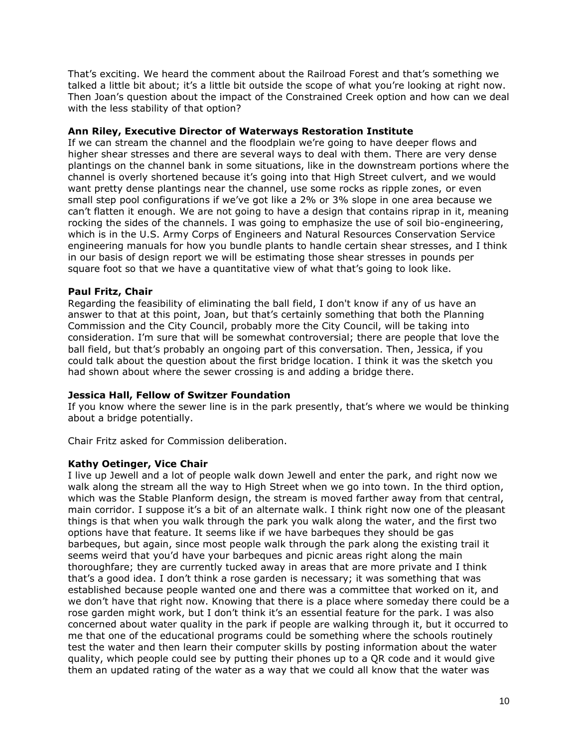That's exciting. We heard the comment about the Railroad Forest and that's something we talked a little bit about; it's a little bit outside the scope of what you're looking at right now. Then Joan's question about the impact of the Constrained Creek option and how can we deal with the less stability of that option?

**Ann Riley, Executive Director of Waterways Restoration Institute**
If we can stream the channel and the floodplain we're going to have deeper flows and higher shear stresses and there are several ways to deal with them. There are very dense plantings on the channel bank in some situations, like in the downstream portions where the channel is overly shortened because it's going into that High Street culvert, and we would want pretty dense plantings near the channel, use some rocks as ripple zones, or even small step pool configurations if we've got like a 2% or 3% slope in one area because we can't flatten it enough. We are not going to have a design that contains riprap in it, meaning rocking the sides of the channels. I was going to emphasize the use of soil bio-engineering, which is in the U.S. Army Corps of Engineers and Natural Resources Conservation Service engineering manuals for how you bundle plants to handle certain shear stresses, and I think in our basis of design report we will be estimating those shear stresses in pounds per square foot so that we have a quantitative view of what that's going to look like.

**Paul Fritz, Chair**
Regarding the feasibility of eliminating the ball field, I don't know if any of us have an answer to that at this point, Joan, but that's certainly something that both the Planning Commission and the City Council, probably more the City Council, will be taking into consideration. I'm sure that will be somewhat controversial; there are people that love the ball field, but that's probably an ongoing part of this conversation. Then, Jessica, if you could talk about the question about the first bridge location. I think it was the sketch you had shown about where the sewer crossing is and adding a bridge there.

**Jessica Hall, Fellow of Switzer Foundation**
If you know where the sewer line is in the park presently, that's where we would be thinking about a bridge potentially.

Chair Fritz asked for Commission deliberation.

**Kathy Oetinger, Vice Chair**
I live up Jewell and a lot of people walk down Jewell and enter the park, and right now we walk along the stream all the way to High Street when we go into town. In the third option, which was the Stable Planform design, the stream is moved farther away from that central, main corridor. I suppose it's a bit of an alternate walk. I think right now one of the pleasant things is that when you walk through the park you walk along the water, and the first two options have that feature. It seems like if we have barbeques they should be gas barbeques, but again, since most people walk through the park along the existing trail it seems weird that you'd have your barbeques and picnic areas right along the main thoroughfare; they are currently tucked away in areas that are more private and I think that's a good idea. I don't think a rose garden is necessary; it was something that was established because people wanted one and there was a committee that worked on it, and we don't have that right now. Knowing that there is a place where someday there could be a rose garden might work, but I don't think it's an essential feature for the park. I was also concerned about water quality in the park if people are walking through it, but it occurred to me that one of the educational programs could be something where the schools routinely test the water and then learn their computer skills by posting information about the water quality, which people could see by putting their phones up to a QR code and it would give them an updated rating of the water as a way that we could all know that the water was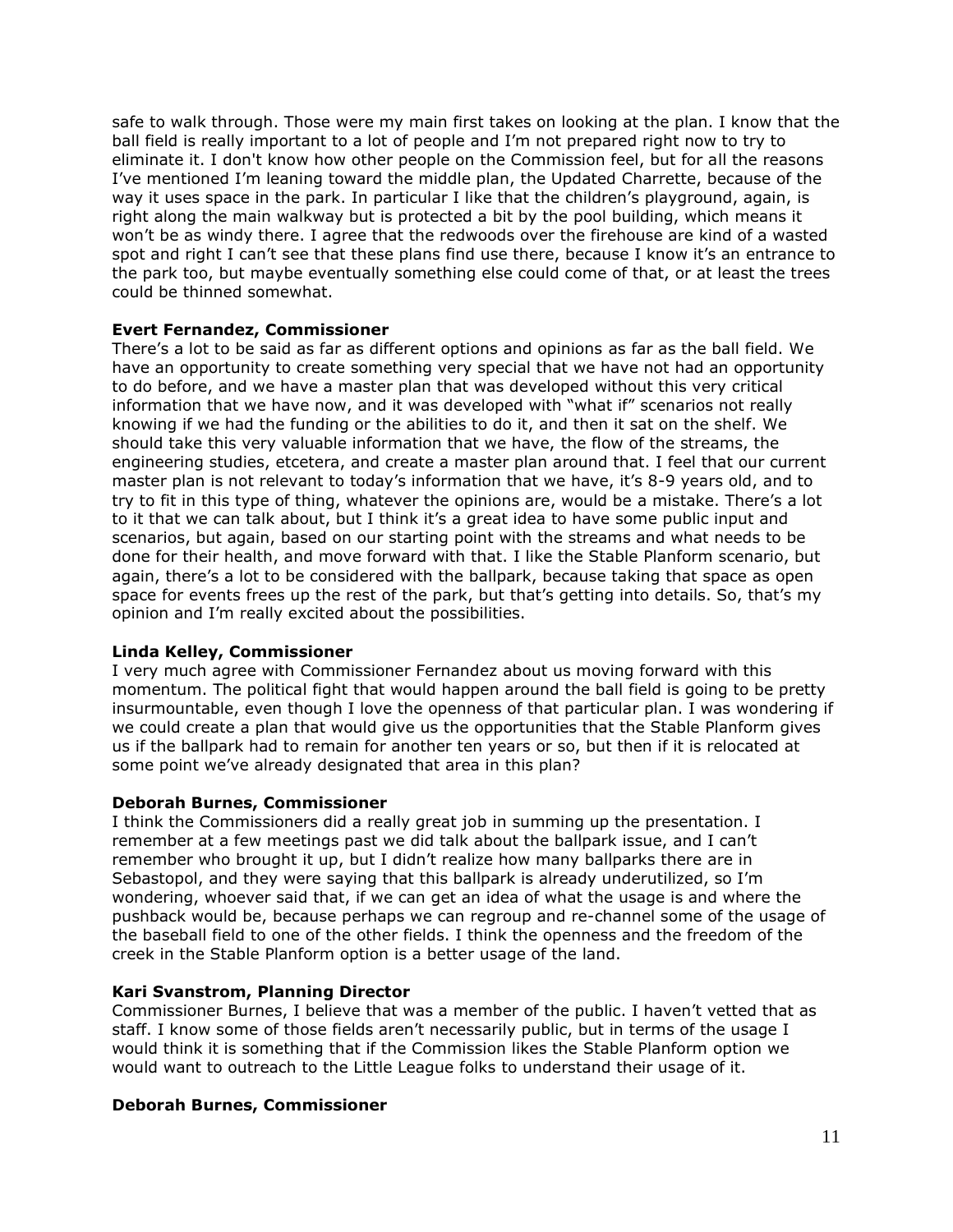safe to walk through. Those were my main first takes on looking at the plan. I know that the ball field is really important to a lot of people and I'm not prepared right now to try to eliminate it. I don't know how other people on the Commission feel, but for all the reasons I've mentioned I'm leaning toward the middle plan, the Updated Charrette, because of the way it uses space in the park. In particular I like that the children's playground, again, is right along the main walkway but is protected a bit by the pool building, which means it won't be as windy there. I agree that the redwoods over the firehouse are kind of a wasted spot and right I can't see that these plans find use there, because I know it's an entrance to the park too, but maybe eventually something else could come of that, or at least the trees could be thinned somewhat.

**Evert Fernandez, Commissioner**

There's a lot to be said as far as different options and opinions as far as the ball field. We have an opportunity to create something very special that we have not had an opportunity to do before, and we have a master plan that was developed without this very critical information that we have now, and it was developed with "what if" scenarios not really knowing if we had the funding or the abilities to do it, and then it sat on the shelf. We should take this very valuable information that we have, the flow of the streams, the engineering studies, etcetera, and create a master plan around that. I feel that our current master plan is not relevant to today's information that we have, it's 8-9 years old, and to try to fit in this type of thing, whatever the opinions are, would be a mistake. There's a lot to it that we can talk about, but I think it's a great idea to have some public input and scenarios, but again, based on our starting point with the streams and what needs to be done for their health, and move forward with that. I like the Stable Planform scenario, but again, there's a lot to be considered with the ballpark, because taking that space as open space for events frees up the rest of the park, but that's getting into details. So, that's my opinion and I'm really excited about the possibilities.

**Linda Kelley, Commissioner**

I very much agree with Commissioner Fernandez about us moving forward with this momentum. The political fight that would happen around the ball field is going to be pretty insurmountable, even though I love the openness of that particular plan. I was wondering if we could create a plan that would give us the opportunities that the Stable Planform gives us if the ballpark had to remain for another ten years or so, but then if it is relocated at some point we've already designated that area in this plan?

**Deborah Burnes, Commissioner**

I think the Commissioners did a really great job in summing up the presentation. I remember at a few meetings past we did talk about the ballpark issue, and I can't remember who brought it up, but I didn't realize how many ballparks there are in Sebastopol, and they were saying that this ballpark is already underutilized, so I'm wondering, whoever said that, if we can get an idea of what the usage is and where the pushback would be, because perhaps we can regroup and re-channel some of the usage of the baseball field to one of the other fields. I think the openness and the freedom of the creek in the Stable Planform option is a better usage of the land.

**Kari Svanstrom, Planning Director**

Commissioner Burnes, I believe that was a member of the public. I haven't vetted that as staff. I know some of those fields aren't necessarily public, but in terms of the usage I would think it is something that if the Commission likes the Stable Planform option we would want to outreach to the Little League folks to understand their usage of it.

**Deborah Burnes, Commissioner**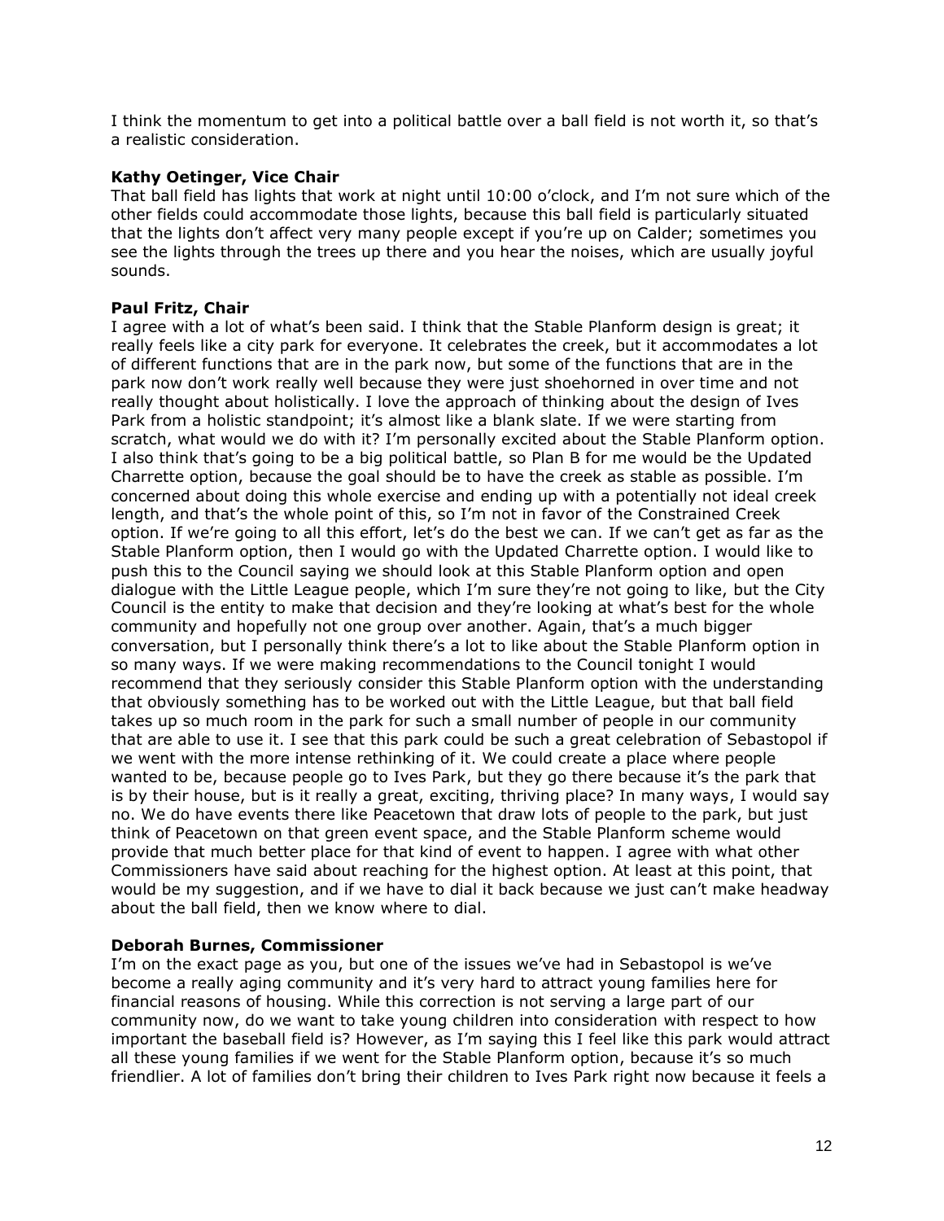I think the momentum to get into a political battle over a ball field is not worth it, so that's a realistic consideration.

**Kathy Oetinger, Vice Chair**
That ball field has lights that work at night until 10:00 o'clock, and I'm not sure which of the other fields could accommodate those lights, because this ball field is particularly situated that the lights don't affect very many people except if you're up on Calder; sometimes you see the lights through the trees up there and you hear the noises, which are usually joyful sounds.

**Paul Fritz, Chair**
I agree with a lot of what's been said. I think that the Stable Planform design is great; it really feels like a city park for everyone. It celebrates the creek, but it accommodates a lot of different functions that are in the park now, but some of the functions that are in the park now don't work really well because they were just shoehorned in over time and not really thought about holistically. I love the approach of thinking about the design of Ives Park from a holistic standpoint; it's almost like a blank slate. If we were starting from scratch, what would we do with it? I'm personally excited about the Stable Planform option. I also think that's going to be a big political battle, so Plan B for me would be the Updated Charrette option, because the goal should be to have the creek as stable as possible. I'm concerned about doing this whole exercise and ending up with a potentially not ideal creek length, and that's the whole point of this, so I'm not in favor of the Constrained Creek option. If we're going to all this effort, let's do the best we can. If we can't get as far as the Stable Planform option, then I would go with the Updated Charrette option. I would like to push this to the Council saying we should look at this Stable Planform option and open dialogue with the Little League people, which I'm sure they're not going to like, but the City Council is the entity to make that decision and they're looking at what's best for the whole community and hopefully not one group over another. Again, that's a much bigger conversation, but I personally think there's a lot to like about the Stable Planform option in so many ways. If we were making recommendations to the Council tonight I would recommend that they seriously consider this Stable Planform option with the understanding that obviously something has to be worked out with the Little League, but that ball field takes up so much room in the park for such a small number of people in our community that are able to use it. I see that this park could be such a great celebration of Sebastopol if we went with the more intense rethinking of it. We could create a place where people wanted to be, because people go to Ives Park, but they go there because it's the park that is by their house, but is it really a great, exciting, thriving place? In many ways, I would say no. We do have events there like Peacetown that draw lots of people to the park, but just think of Peacetown on that green event space, and the Stable Planform scheme would provide that much better place for that kind of event to happen. I agree with what other Commissioners have said about reaching for the highest option. At least at this point, that would be my suggestion, and if we have to dial it back because we just can't make headway about the ball field, then we know where to dial.

**Deborah Burnes, Commissioner**
I'm on the exact page as you, but one of the issues we've had in Sebastopol is we've become a really aging community and it's very hard to attract young families here for financial reasons of housing. While this correction is not serving a large part of our community now, do we want to take young children into consideration with respect to how important the baseball field is? However, as I'm saying this I feel like this park would attract all these young families if we went for the Stable Planform option, because it's so much friendlier. A lot of families don't bring their children to Ives Park right now because it feels a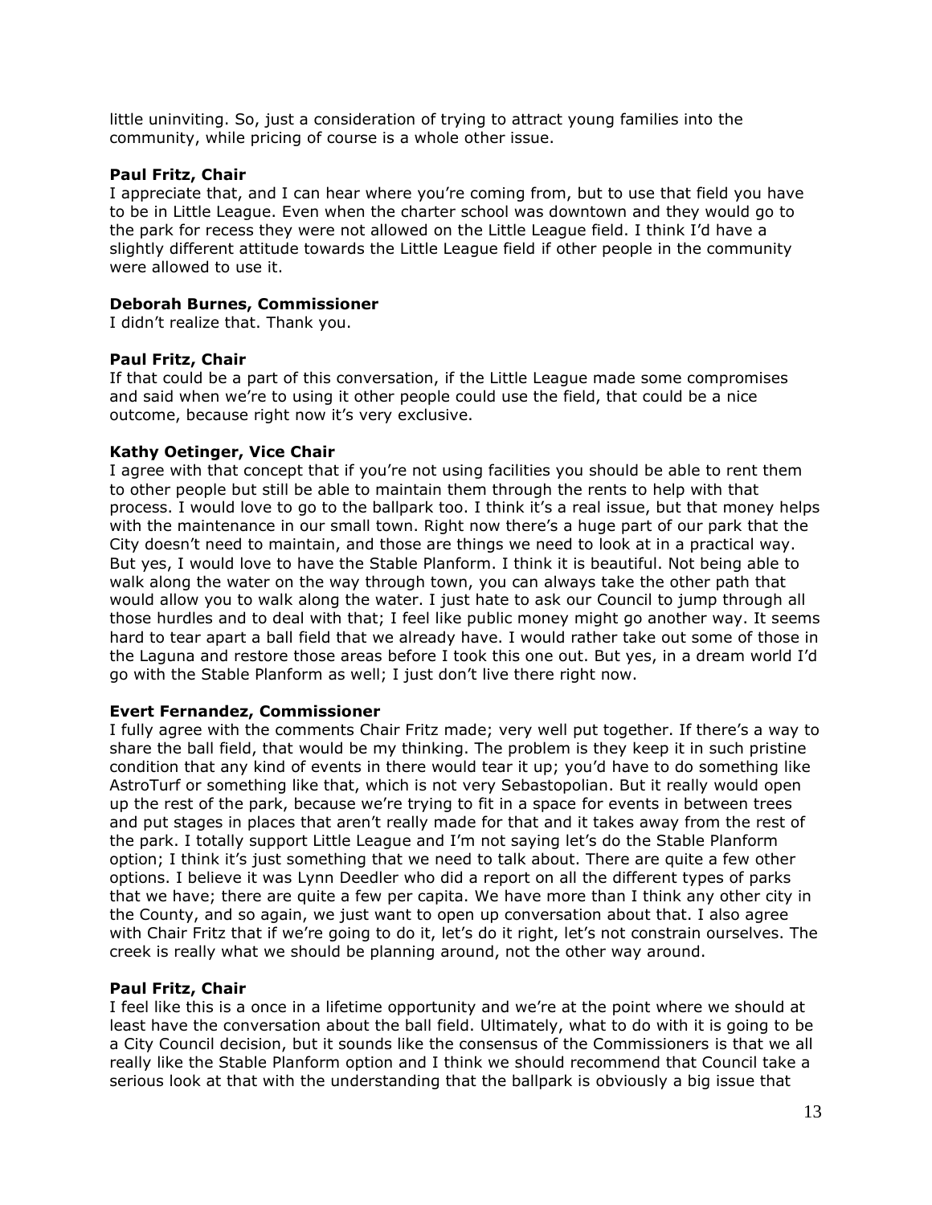little uninviting. So, just a consideration of trying to attract young families into the community, while pricing of course is a whole other issue.

**Paul Fritz, Chair**
I appreciate that, and I can hear where you're coming from, but to use that field you have to be in Little League. Even when the charter school was downtown and they would go to the park for recess they were not allowed on the Little League field. I think I'd have a slightly different attitude towards the Little League field if other people in the community were allowed to use it.

**Deborah Burnes, Commissioner**
I didn't realize that. Thank you.

**Paul Fritz, Chair**
If that could be a part of this conversation, if the Little League made some compromises and said when we're to using it other people could use the field, that could be a nice outcome, because right now it's very exclusive.

**Kathy Oetinger, Vice Chair**
I agree with that concept that if you're not using facilities you should be able to rent them to other people but still be able to maintain them through the rents to help with that process. I would love to go to the ballpark too. I think it's a real issue, but that money helps with the maintenance in our small town. Right now there's a huge part of our park that the City doesn't need to maintain, and those are things we need to look at in a practical way. But yes, I would love to have the Stable Planform. I think it is beautiful. Not being able to walk along the water on the way through town, you can always take the other path that would allow you to walk along the water. I just hate to ask our Council to jump through all those hurdles and to deal with that; I feel like public money might go another way. It seems hard to tear apart a ball field that we already have. I would rather take out some of those in the Laguna and restore those areas before I took this one out. But yes, in a dream world I'd go with the Stable Planform as well; I just don't live there right now.

**Evert Fernandez, Commissioner**
I fully agree with the comments Chair Fritz made; very well put together. If there's a way to share the ball field, that would be my thinking. The problem is they keep it in such pristine condition that any kind of events in there would tear it up; you'd have to do something like AstroTurf or something like that, which is not very Sebastopolian. But it really would open up the rest of the park, because we're trying to fit in a space for events in between trees and put stages in places that aren't really made for that and it takes away from the rest of the park. I totally support Little League and I'm not saying let's do the Stable Planform option; I think it's just something that we need to talk about. There are quite a few other options. I believe it was Lynn Deedler who did a report on all the different types of parks that we have; there are quite a few per capita. We have more than I think any other city in the County, and so again, we just want to open up conversation about that. I also agree with Chair Fritz that if we're going to do it, let's do it right, let's not constrain ourselves. The creek is really what we should be planning around, not the other way around.

**Paul Fritz, Chair**
I feel like this is a once in a lifetime opportunity and we're at the point where we should at least have the conversation about the ball field. Ultimately, what to do with it is going to be a City Council decision, but it sounds like the consensus of the Commissioners is that we all really like the Stable Planform option and I think we should recommend that Council take a serious look at that with the understanding that the ballpark is obviously a big issue that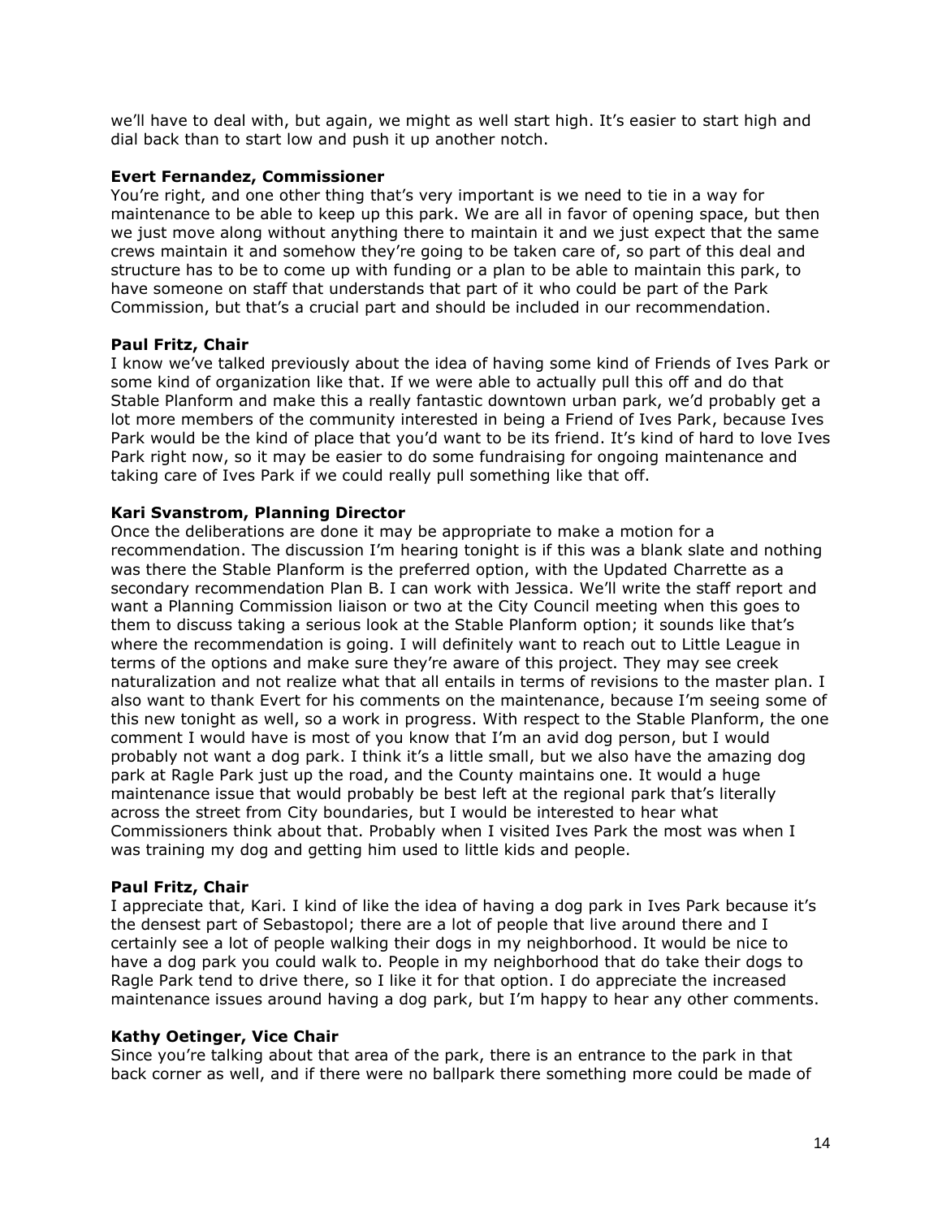we'll have to deal with, but again, we might as well start high. It's easier to start high and dial back than to start low and push it up another notch.

**Evert Fernandez, Commissioner**
You're right, and one other thing that's very important is we need to tie in a way for maintenance to be able to keep up this park. We are all in favor of opening space, but then we just move along without anything there to maintain it and we just expect that the same crews maintain it and somehow they're going to be taken care of, so part of this deal and structure has to be to come up with funding or a plan to be able to maintain this park, to have someone on staff that understands that part of it who could be part of the Park Commission, but that's a crucial part and should be included in our recommendation.

**Paul Fritz, Chair**
I know we've talked previously about the idea of having some kind of Friends of Ives Park or some kind of organization like that. If we were able to actually pull this off and do that Stable Planform and make this a really fantastic downtown urban park, we'd probably get a lot more members of the community interested in being a Friend of Ives Park, because Ives Park would be the kind of place that you'd want to be its friend. It's kind of hard to love Ives Park right now, so it may be easier to do some fundraising for ongoing maintenance and taking care of Ives Park if we could really pull something like that off.

**Kari Svanstrom, Planning Director**
Once the deliberations are done it may be appropriate to make a motion for a recommendation. The discussion I'm hearing tonight is if this was a blank slate and nothing was there the Stable Planform is the preferred option, with the Updated Charrette as a secondary recommendation Plan B. I can work with Jessica. We'll write the staff report and want a Planning Commission liaison or two at the City Council meeting when this goes to them to discuss taking a serious look at the Stable Planform option; it sounds like that's where the recommendation is going. I will definitely want to reach out to Little League in terms of the options and make sure they're aware of this project. They may see creek naturalization and not realize what that all entails in terms of revisions to the master plan. I also want to thank Evert for his comments on the maintenance, because I'm seeing some of this new tonight as well, so a work in progress. With respect to the Stable Planform, the one comment I would have is most of you know that I'm an avid dog person, but I would probably not want a dog park. I think it's a little small, but we also have the amazing dog park at Ragle Park just up the road, and the County maintains one. It would a huge maintenance issue that would probably be best left at the regional park that's literally across the street from City boundaries, but I would be interested to hear what Commissioners think about that. Probably when I visited Ives Park the most was when I was training my dog and getting him used to little kids and people.

**Paul Fritz, Chair**
I appreciate that, Kari. I kind of like the idea of having a dog park in Ives Park because it's the densest part of Sebastopol; there are a lot of people that live around there and I certainly see a lot of people walking their dogs in my neighborhood. It would be nice to have a dog park you could walk to. People in my neighborhood that do take their dogs to Ragle Park tend to drive there, so I like it for that option. I do appreciate the increased maintenance issues around having a dog park, but I'm happy to hear any other comments.

**Kathy Oetinger, Vice Chair**
Since you're talking about that area of the park, there is an entrance to the park in that back corner as well, and if there were no ballpark there something more could be made of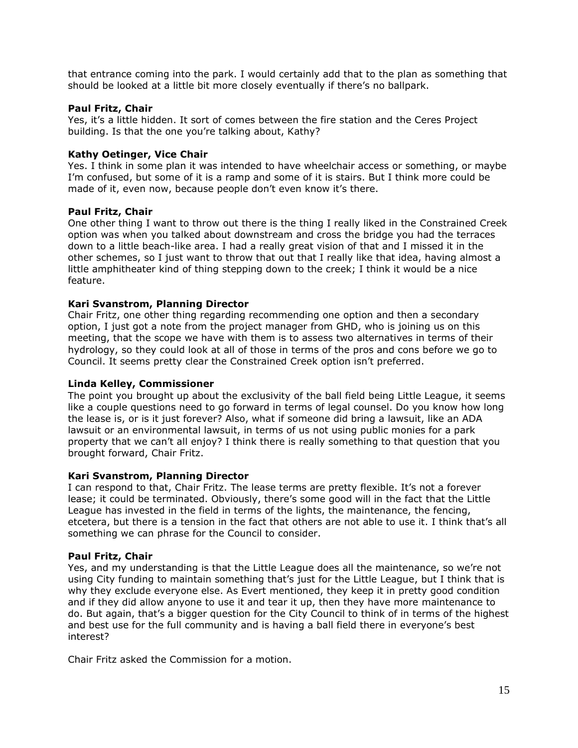that entrance coming into the park. I would certainly add that to the plan as something that should be looked at a little bit more closely eventually if there's no ballpark.

**Paul Fritz, Chair**
Yes, it's a little hidden. It sort of comes between the fire station and the Ceres Project building. Is that the one you're talking about, Kathy?

**Kathy Oetinger, Vice Chair**
Yes. I think in some plan it was intended to have wheelchair access or something, or maybe I'm confused, but some of it is a ramp and some of it is stairs. But I think more could be made of it, even now, because people don't even know it's there.

**Paul Fritz, Chair**
One other thing I want to throw out there is the thing I really liked in the Constrained Creek option was when you talked about downstream and cross the bridge you had the terraces down to a little beach-like area. I had a really great vision of that and I missed it in the other schemes, so I just want to throw that out that I really like that idea, having almost a little amphitheater kind of thing stepping down to the creek; I think it would be a nice feature.

**Kari Svanstrom, Planning Director**
Chair Fritz, one other thing regarding recommending one option and then a secondary option, I just got a note from the project manager from GHD, who is joining us on this meeting, that the scope we have with them is to assess two alternatives in terms of their hydrology, so they could look at all of those in terms of the pros and cons before we go to Council. It seems pretty clear the Constrained Creek option isn't preferred.

**Linda Kelley, Commissioner**
The point you brought up about the exclusivity of the ball field being Little League, it seems like a couple questions need to go forward in terms of legal counsel. Do you know how long the lease is, or is it just forever? Also, what if someone did bring a lawsuit, like an ADA lawsuit or an environmental lawsuit, in terms of us not using public monies for a park property that we can't all enjoy? I think there is really something to that question that you brought forward, Chair Fritz.

**Kari Svanstrom, Planning Director**
I can respond to that, Chair Fritz. The lease terms are pretty flexible. It's not a forever lease; it could be terminated. Obviously, there's some good will in the fact that the Little League has invested in the field in terms of the lights, the maintenance, the fencing, etcetera, but there is a tension in the fact that others are not able to use it. I think that's all something we can phrase for the Council to consider.

**Paul Fritz, Chair**
Yes, and my understanding is that the Little League does all the maintenance, so we're not using City funding to maintain something that's just for the Little League, but I think that is why they exclude everyone else. As Evert mentioned, they keep it in pretty good condition and if they did allow anyone to use it and tear it up, then they have more maintenance to do. But again, that's a bigger question for the City Council to think of in terms of the highest and best use for the full community and is having a ball field there in everyone's best interest?

Chair Fritz asked the Commission for a motion.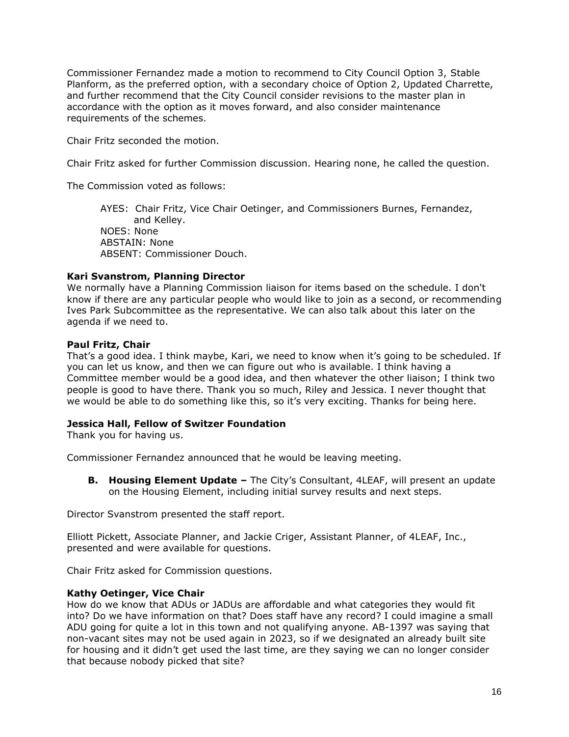Commissioner Fernandez made a motion to recommend to City Council Option 3, Stable Planform, as the preferred option, with a secondary choice of Option 2, Updated Charrette, and further recommend that the City Council consider revisions to the master plan in accordance with the option as it moves forward, and also consider maintenance requirements of the schemes.

Chair Fritz seconded the motion.

Chair Fritz asked for further Commission discussion. Hearing none, he called the question.

The Commission voted as follows:

> AYES: Chair Fritz, Vice Chair Oetinger, and Commissioners Burnes, Fernandez, and Kelley.
> NOES: None
> ABSTAIN: None
> ABSENT: Commissioner Douch.

**Kari Svanstrom, Planning Director**
We normally have a Planning Commission liaison for items based on the schedule. I don't know if there are any particular people who would like to join as a second, or recommending Ives Park Subcommittee as the representative. We can also talk about this later on the agenda if we need to.

**Paul Fritz, Chair**
That's a good idea. I think maybe, Kari, we need to know when it's going to be scheduled. If you can let us know, and then we can figure out who is available. I think having a Committee member would be a good idea, and then whatever the other liaison; I think two people is good to have there. Thank you so much, Riley and Jessica. I never thought that we would be able to do something like this, so it's very exciting. Thanks for being here.

**Jessica Hall, Fellow of Switzer Foundation**
Thank you for having us.

Commissioner Fernandez announced that he would be leaving meeting.

**B. Housing Element Update –** The City's Consultant, 4LEAF, will present an update on the Housing Element, including initial survey results and next steps.

Director Svanstrom presented the staff report.

Elliott Pickett, Associate Planner, and Jackie Criger, Assistant Planner, of 4LEAF, Inc., presented and were available for questions.

Chair Fritz asked for Commission questions.

**Kathy Oetinger, Vice Chair**
How do we know that ADUs or JADUs are affordable and what categories they would fit into? Do we have information on that? Does staff have any record? I could imagine a small ADU going for quite a lot in this town and not qualifying anyone. AB-1397 was saying that non-vacant sites may not be used again in 2023, so if we designated an already built site for housing and it didn't get used the last time, are they saying we can no longer consider that because nobody picked that site?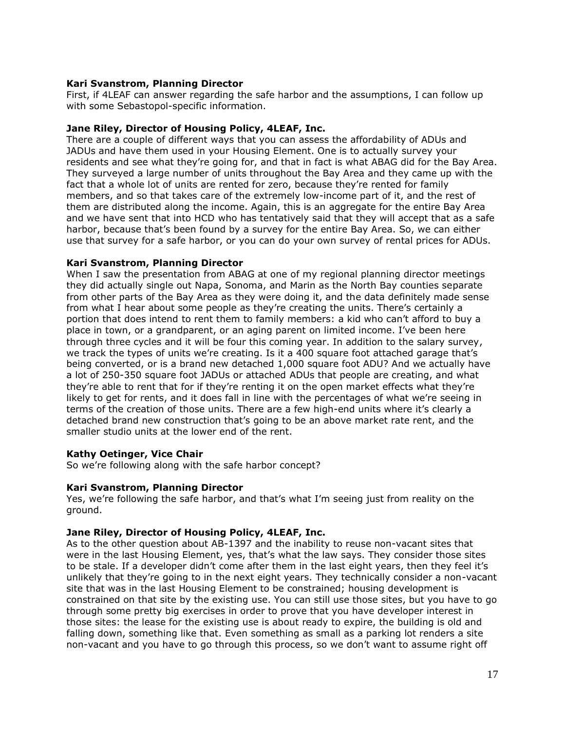**Kari Svanstrom, Planning Director**
First, if 4LEAF can answer regarding the safe harbor and the assumptions, I can follow up with some Sebastopol-specific information.

**Jane Riley, Director of Housing Policy, 4LEAF, Inc.**
There are a couple of different ways that you can assess the affordability of ADUs and JADUs and have them used in your Housing Element. One is to actually survey your residents and see what they're going for, and that in fact is what ABAG did for the Bay Area. They surveyed a large number of units throughout the Bay Area and they came up with the fact that a whole lot of units are rented for zero, because they're rented for family members, and so that takes care of the extremely low-income part of it, and the rest of them are distributed along the income. Again, this is an aggregate for the entire Bay Area and we have sent that into HCD who has tentatively said that they will accept that as a safe harbor, because that's been found by a survey for the entire Bay Area. So, we can either use that survey for a safe harbor, or you can do your own survey of rental prices for ADUs.

**Kari Svanstrom, Planning Director**
When I saw the presentation from ABAG at one of my regional planning director meetings they did actually single out Napa, Sonoma, and Marin as the North Bay counties separate from other parts of the Bay Area as they were doing it, and the data definitely made sense from what I hear about some people as they're creating the units. There's certainly a portion that does intend to rent them to family members: a kid who can't afford to buy a place in town, or a grandparent, or an aging parent on limited income. I've been here through three cycles and it will be four this coming year. In addition to the salary survey, we track the types of units we're creating. Is it a 400 square foot attached garage that's being converted, or is a brand new detached 1,000 square foot ADU? And we actually have a lot of 250-350 square foot JADUs or attached ADUs that people are creating, and what they're able to rent that for if they're renting it on the open market effects what they're likely to get for rents, and it does fall in line with the percentages of what we're seeing in terms of the creation of those units. There are a few high-end units where it's clearly a detached brand new construction that's going to be an above market rate rent, and the smaller studio units at the lower end of the rent.

**Kathy Oetinger, Vice Chair**
So we're following along with the safe harbor concept?

**Kari Svanstrom, Planning Director**
Yes, we're following the safe harbor, and that's what I'm seeing just from reality on the ground.

**Jane Riley, Director of Housing Policy, 4LEAF, Inc.**
As to the other question about AB-1397 and the inability to reuse non-vacant sites that were in the last Housing Element, yes, that's what the law says. They consider those sites to be stale. If a developer didn't come after them in the last eight years, then they feel it's unlikely that they're going to in the next eight years. They technically consider a non-vacant site that was in the last Housing Element to be constrained; housing development is constrained on that site by the existing use. You can still use those sites, but you have to go through some pretty big exercises in order to prove that you have developer interest in those sites: the lease for the existing use is about ready to expire, the building is old and falling down, something like that. Even something as small as a parking lot renders a site non-vacant and you have to go through this process, so we don't want to assume right off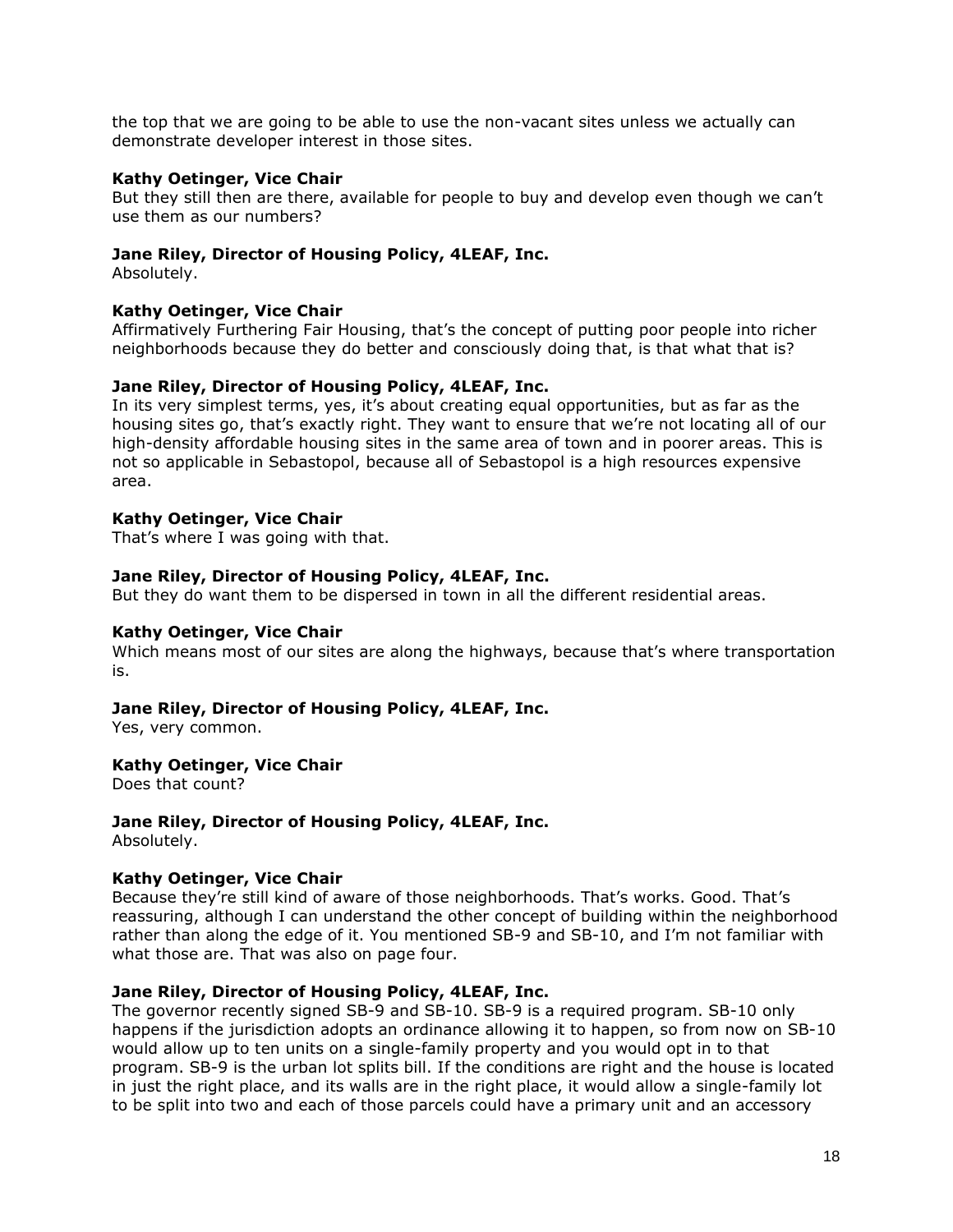the top that we are going to be able to use the non-vacant sites unless we actually can demonstrate developer interest in those sites.

**Kathy Oetinger, Vice Chair**
But they still then are there, available for people to buy and develop even though we can't use them as our numbers?

**Jane Riley, Director of Housing Policy, 4LEAF, Inc.**
Absolutely.

**Kathy Oetinger, Vice Chair**
Affirmatively Furthering Fair Housing, that's the concept of putting poor people into richer neighborhoods because they do better and consciously doing that, is that what that is?

**Jane Riley, Director of Housing Policy, 4LEAF, Inc.**
In its very simplest terms, yes, it's about creating equal opportunities, but as far as the housing sites go, that's exactly right. They want to ensure that we're not locating all of our high-density affordable housing sites in the same area of town and in poorer areas. This is not so applicable in Sebastopol, because all of Sebastopol is a high resources expensive area.

**Kathy Oetinger, Vice Chair**
That's where I was going with that.

**Jane Riley, Director of Housing Policy, 4LEAF, Inc.**
But they do want them to be dispersed in town in all the different residential areas.

**Kathy Oetinger, Vice Chair**
Which means most of our sites are along the highways, because that's where transportation is.

**Jane Riley, Director of Housing Policy, 4LEAF, Inc.**
Yes, very common.

**Kathy Oetinger, Vice Chair**
Does that count?

**Jane Riley, Director of Housing Policy, 4LEAF, Inc.**
Absolutely.

**Kathy Oetinger, Vice Chair**
Because they're still kind of aware of those neighborhoods. That's works. Good. That's reassuring, although I can understand the other concept of building within the neighborhood rather than along the edge of it. You mentioned SB-9 and SB-10, and I'm not familiar with what those are. That was also on page four.

**Jane Riley, Director of Housing Policy, 4LEAF, Inc.**
The governor recently signed SB-9 and SB-10. SB-9 is a required program. SB-10 only happens if the jurisdiction adopts an ordinance allowing it to happen, so from now on SB-10 would allow up to ten units on a single-family property and you would opt in to that program. SB-9 is the urban lot splits bill. If the conditions are right and the house is located in just the right place, and its walls are in the right place, it would allow a single-family lot to be split into two and each of those parcels could have a primary unit and an accessory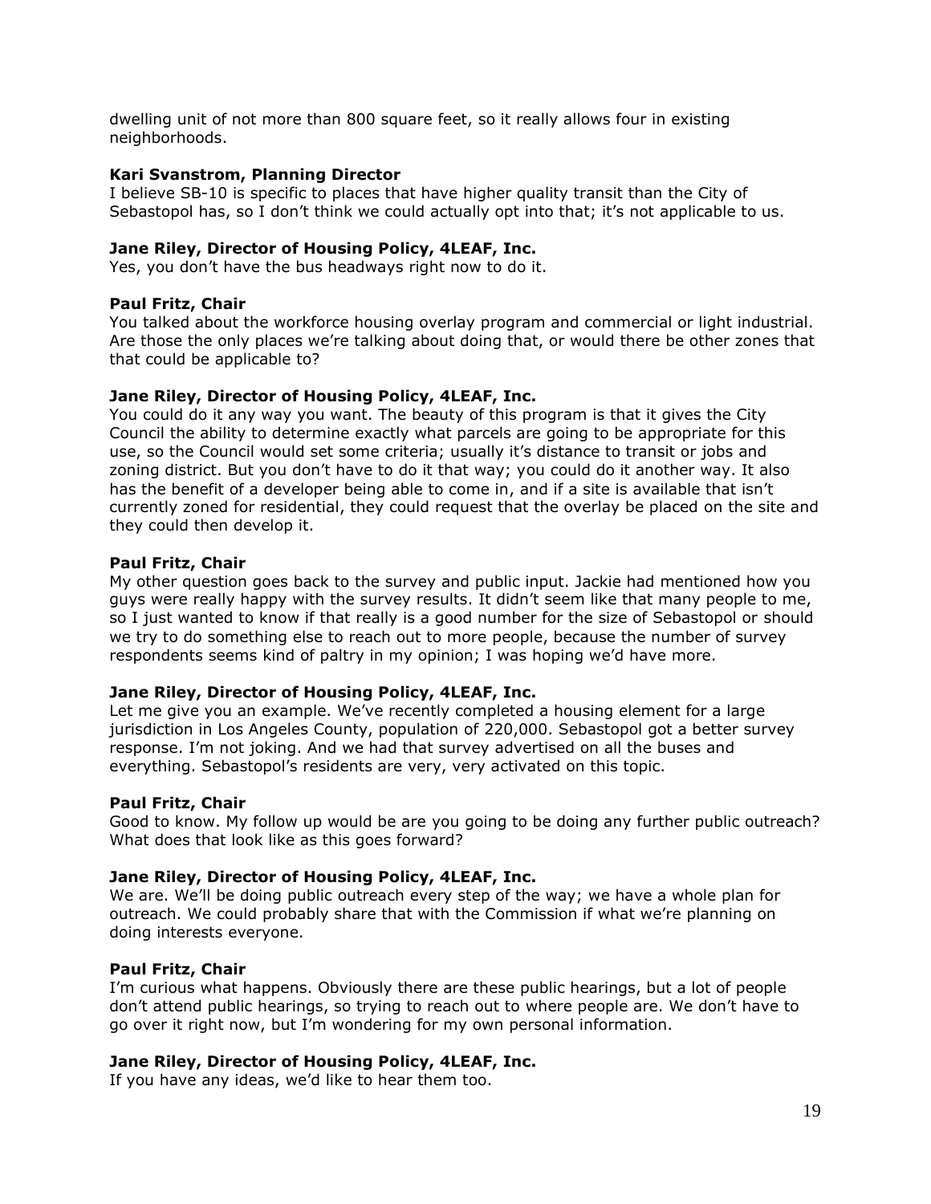dwelling unit of not more than 800 square feet, so it really allows four in existing neighborhoods.

**Kari Svanstrom, Planning Director**
I believe SB-10 is specific to places that have higher quality transit than the City of Sebastopol has, so I don't think we could actually opt into that; it's not applicable to us.

**Jane Riley, Director of Housing Policy, 4LEAF, Inc.**
Yes, you don't have the bus headways right now to do it.

**Paul Fritz, Chair**
You talked about the workforce housing overlay program and commercial or light industrial. Are those the only places we're talking about doing that, or would there be other zones that that could be applicable to?

**Jane Riley, Director of Housing Policy, 4LEAF, Inc.**
You could do it any way you want. The beauty of this program is that it gives the City Council the ability to determine exactly what parcels are going to be appropriate for this use, so the Council would set some criteria; usually it's distance to transit or jobs and zoning district. But you don't have to do it that way; you could do it another way. It also has the benefit of a developer being able to come in, and if a site is available that isn't currently zoned for residential, they could request that the overlay be placed on the site and they could then develop it.

**Paul Fritz, Chair**
My other question goes back to the survey and public input. Jackie had mentioned how you guys were really happy with the survey results. It didn't seem like that many people to me, so I just wanted to know if that really is a good number for the size of Sebastopol or should we try to do something else to reach out to more people, because the number of survey respondents seems kind of paltry in my opinion; I was hoping we'd have more.

**Jane Riley, Director of Housing Policy, 4LEAF, Inc.**
Let me give you an example. We've recently completed a housing element for a large jurisdiction in Los Angeles County, population of 220,000. Sebastopol got a better survey response. I'm not joking. And we had that survey advertised on all the buses and everything. Sebastopol's residents are very, very activated on this topic.

**Paul Fritz, Chair**
Good to know. My follow up would be are you going to be doing any further public outreach? What does that look like as this goes forward?

**Jane Riley, Director of Housing Policy, 4LEAF, Inc.**
We are. We'll be doing public outreach every step of the way; we have a whole plan for outreach. We could probably share that with the Commission if what we're planning on doing interests everyone.

**Paul Fritz, Chair**
I'm curious what happens. Obviously there are these public hearings, but a lot of people don't attend public hearings, so trying to reach out to where people are. We don't have to go over it right now, but I'm wondering for my own personal information.

**Jane Riley, Director of Housing Policy, 4LEAF, Inc.**
If you have any ideas, we'd like to hear them too.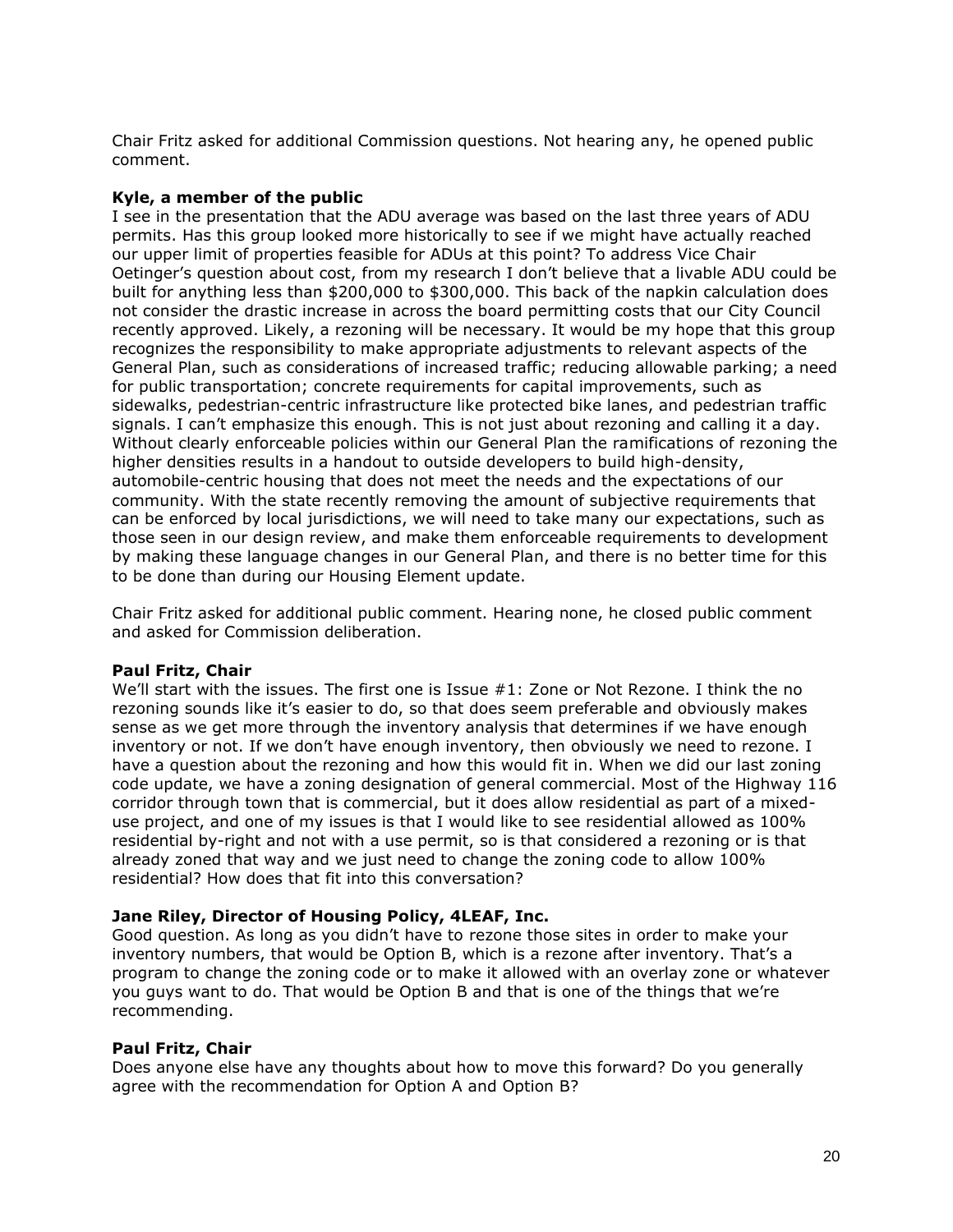Chair Fritz asked for additional Commission questions. Not hearing any, he opened public comment.

**Kyle, a member of the public**

I see in the presentation that the ADU average was based on the last three years of ADU permits. Has this group looked more historically to see if we might have actually reached our upper limit of properties feasible for ADUs at this point? To address Vice Chair Oetinger's question about cost, from my research I don't believe that a livable ADU could be built for anything less than $200,000 to $300,000. This back of the napkin calculation does not consider the drastic increase in across the board permitting costs that our City Council recently approved. Likely, a rezoning will be necessary. It would be my hope that this group recognizes the responsibility to make appropriate adjustments to relevant aspects of the General Plan, such as considerations of increased traffic; reducing allowable parking; a need for public transportation; concrete requirements for capital improvements, such as sidewalks, pedestrian-centric infrastructure like protected bike lanes, and pedestrian traffic signals. I can't emphasize this enough. This is not just about rezoning and calling it a day. Without clearly enforceable policies within our General Plan the ramifications of rezoning the higher densities results in a handout to outside developers to build high-density, automobile-centric housing that does not meet the needs and the expectations of our community. With the state recently removing the amount of subjective requirements that can be enforced by local jurisdictions, we will need to take many our expectations, such as those seen in our design review, and make them enforceable requirements to development by making these language changes in our General Plan, and there is no better time for this to be done than during our Housing Element update.

Chair Fritz asked for additional public comment. Hearing none, he closed public comment and asked for Commission deliberation.

**Paul Fritz, Chair**

We'll start with the issues. The first one is Issue #1: Zone or Not Rezone. I think the no rezoning sounds like it's easier to do, so that does seem preferable and obviously makes sense as we get more through the inventory analysis that determines if we have enough inventory or not. If we don't have enough inventory, then obviously we need to rezone. I have a question about the rezoning and how this would fit in. When we did our last zoning code update, we have a zoning designation of general commercial. Most of the Highway 116 corridor through town that is commercial, but it does allow residential as part of a mixed-use project, and one of my issues is that I would like to see residential allowed as 100% residential by-right and not with a use permit, so is that considered a rezoning or is that already zoned that way and we just need to change the zoning code to allow 100% residential? How does that fit into this conversation?

**Jane Riley, Director of Housing Policy, 4LEAF, Inc.**

Good question. As long as you didn't have to rezone those sites in order to make your inventory numbers, that would be Option B, which is a rezone after inventory. That's a program to change the zoning code or to make it allowed with an overlay zone or whatever you guys want to do. That would be Option B and that is one of the things that we're recommending.

**Paul Fritz, Chair**

Does anyone else have any thoughts about how to move this forward? Do you generally agree with the recommendation for Option A and Option B?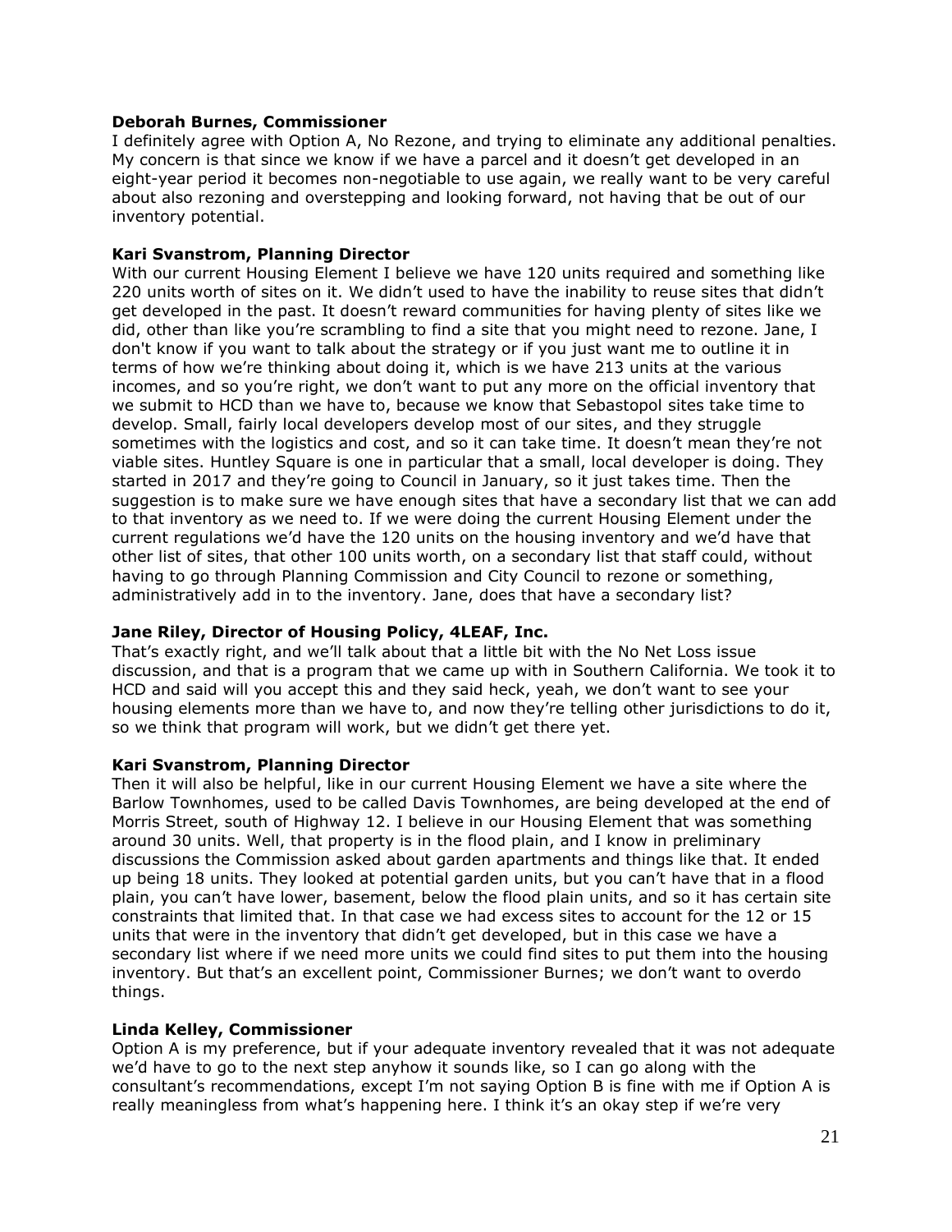**Deborah Burnes, Commissioner**
I definitely agree with Option A, No Rezone, and trying to eliminate any additional penalties. My concern is that since we know if we have a parcel and it doesn't get developed in an eight-year period it becomes non-negotiable to use again, we really want to be very careful about also rezoning and overstepping and looking forward, not having that be out of our inventory potential.

**Kari Svanstrom, Planning Director**
With our current Housing Element I believe we have 120 units required and something like 220 units worth of sites on it. We didn't used to have the inability to reuse sites that didn't get developed in the past. It doesn't reward communities for having plenty of sites like we did, other than like you're scrambling to find a site that you might need to rezone. Jane, I don't know if you want to talk about the strategy or if you just want me to outline it in terms of how we're thinking about doing it, which is we have 213 units at the various incomes, and so you're right, we don't want to put any more on the official inventory that we submit to HCD than we have to, because we know that Sebastopol sites take time to develop. Small, fairly local developers develop most of our sites, and they struggle sometimes with the logistics and cost, and so it can take time. It doesn't mean they're not viable sites. Huntley Square is one in particular that a small, local developer is doing. They started in 2017 and they're going to Council in January, so it just takes time. Then the suggestion is to make sure we have enough sites that have a secondary list that we can add to that inventory as we need to. If we were doing the current Housing Element under the current regulations we'd have the 120 units on the housing inventory and we'd have that other list of sites, that other 100 units worth, on a secondary list that staff could, without having to go through Planning Commission and City Council to rezone or something, administratively add in to the inventory. Jane, does that have a secondary list?

**Jane Riley, Director of Housing Policy, 4LEAF, Inc.**
That's exactly right, and we'll talk about that a little bit with the No Net Loss issue discussion, and that is a program that we came up with in Southern California. We took it to HCD and said will you accept this and they said heck, yeah, we don't want to see your housing elements more than we have to, and now they're telling other jurisdictions to do it, so we think that program will work, but we didn't get there yet.

**Kari Svanstrom, Planning Director**
Then it will also be helpful, like in our current Housing Element we have a site where the Barlow Townhomes, used to be called Davis Townhomes, are being developed at the end of Morris Street, south of Highway 12. I believe in our Housing Element that was something around 30 units. Well, that property is in the flood plain, and I know in preliminary discussions the Commission asked about garden apartments and things like that. It ended up being 18 units. They looked at potential garden units, but you can't have that in a flood plain, you can't have lower, basement, below the flood plain units, and so it has certain site constraints that limited that. In that case we had excess sites to account for the 12 or 15 units that were in the inventory that didn't get developed, but in this case we have a secondary list where if we need more units we could find sites to put them into the housing inventory. But that's an excellent point, Commissioner Burnes; we don't want to overdo things.

**Linda Kelley, Commissioner**
Option A is my preference, but if your adequate inventory revealed that it was not adequate we'd have to go to the next step anyhow it sounds like, so I can go along with the consultant's recommendations, except I'm not saying Option B is fine with me if Option A is really meaningless from what's happening here. I think it's an okay step if we're very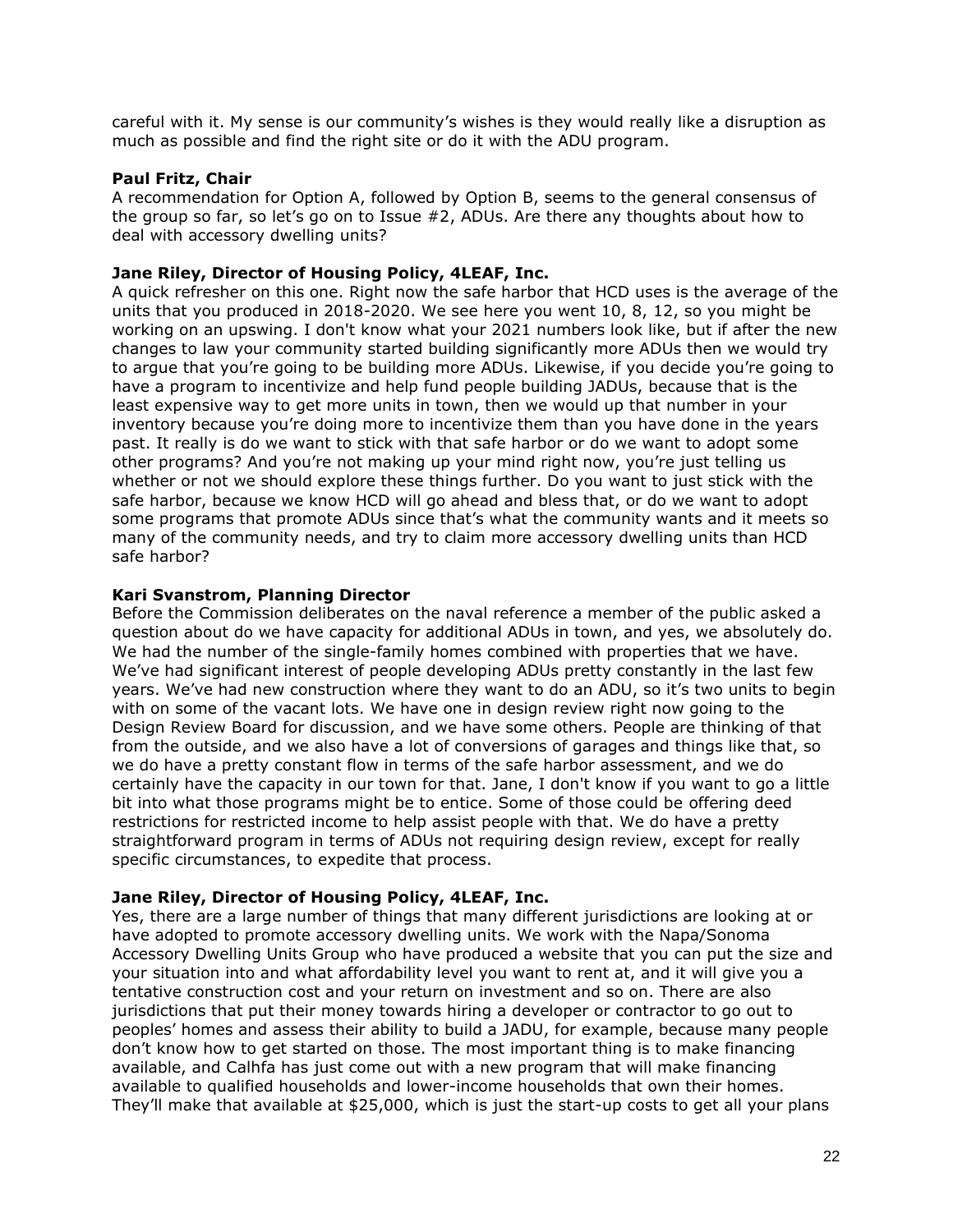careful with it. My sense is our community's wishes is they would really like a disruption as much as possible and find the right site or do it with the ADU program.

**Paul Fritz, Chair**
A recommendation for Option A, followed by Option B, seems to the general consensus of the group so far, so let's go on to Issue #2, ADUs. Are there any thoughts about how to deal with accessory dwelling units?

**Jane Riley, Director of Housing Policy, 4LEAF, Inc.**
A quick refresher on this one. Right now the safe harbor that HCD uses is the average of the units that you produced in 2018-2020. We see here you went 10, 8, 12, so you might be working on an upswing. I don't know what your 2021 numbers look like, but if after the new changes to law your community started building significantly more ADUs then we would try to argue that you're going to be building more ADUs. Likewise, if you decide you're going to have a program to incentivize and help fund people building JADUs, because that is the least expensive way to get more units in town, then we would up that number in your inventory because you're doing more to incentivize them than you have done in the years past. It really is do we want to stick with that safe harbor or do we want to adopt some other programs? And you're not making up your mind right now, you're just telling us whether or not we should explore these things further. Do you want to just stick with the safe harbor, because we know HCD will go ahead and bless that, or do we want to adopt some programs that promote ADUs since that's what the community wants and it meets so many of the community needs, and try to claim more accessory dwelling units than HCD safe harbor?

**Kari Svanstrom, Planning Director**
Before the Commission deliberates on the naval reference a member of the public asked a question about do we have capacity for additional ADUs in town, and yes, we absolutely do. We had the number of the single-family homes combined with properties that we have. We've had significant interest of people developing ADUs pretty constantly in the last few years. We've had new construction where they want to do an ADU, so it's two units to begin with on some of the vacant lots. We have one in design review right now going to the Design Review Board for discussion, and we have some others. People are thinking of that from the outside, and we also have a lot of conversions of garages and things like that, so we do have a pretty constant flow in terms of the safe harbor assessment, and we do certainly have the capacity in our town for that. Jane, I don't know if you want to go a little bit into what those programs might be to entice. Some of those could be offering deed restrictions for restricted income to help assist people with that. We do have a pretty straightforward program in terms of ADUs not requiring design review, except for really specific circumstances, to expedite that process.

**Jane Riley, Director of Housing Policy, 4LEAF, Inc.**
Yes, there are a large number of things that many different jurisdictions are looking at or have adopted to promote accessory dwelling units. We work with the Napa/Sonoma Accessory Dwelling Units Group who have produced a website that you can put the size and your situation into and what affordability level you want to rent at, and it will give you a tentative construction cost and your return on investment and so on. There are also jurisdictions that put their money towards hiring a developer or contractor to go out to peoples' homes and assess their ability to build a JADU, for example, because many people don't know how to get started on those. The most important thing is to make financing available, and Calhfa has just come out with a new program that will make financing available to qualified households and lower-income households that own their homes. They'll make that available at $25,000, which is just the start-up costs to get all your plans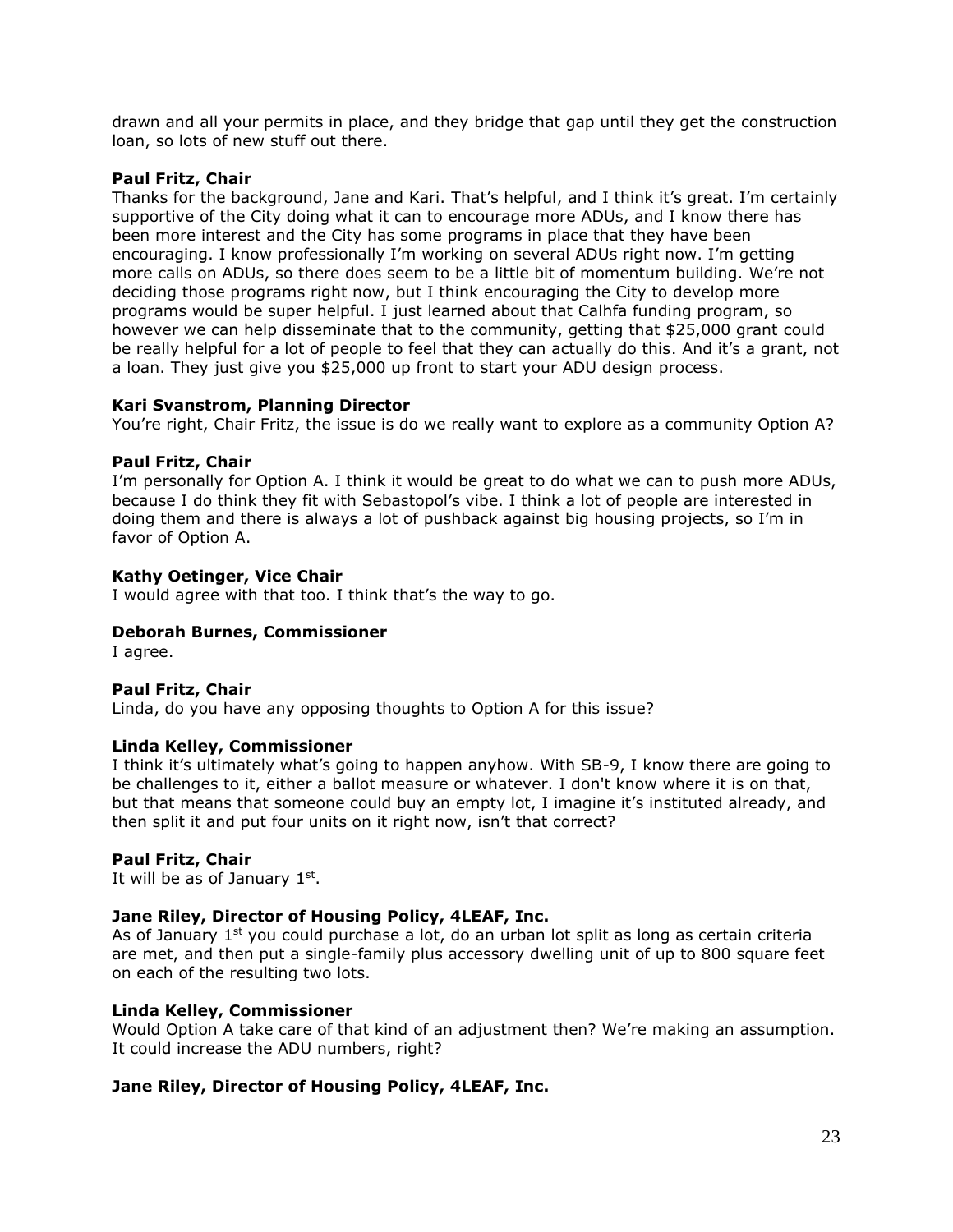drawn and all your permits in place, and they bridge that gap until they get the construction loan, so lots of new stuff out there.

**Paul Fritz, Chair**
Thanks for the background, Jane and Kari. That's helpful, and I think it's great. I'm certainly supportive of the City doing what it can to encourage more ADUs, and I know there has been more interest and the City has some programs in place that they have been encouraging. I know professionally I'm working on several ADUs right now. I'm getting more calls on ADUs, so there does seem to be a little bit of momentum building. We're not deciding those programs right now, but I think encouraging the City to develop more programs would be super helpful. I just learned about that Calhfa funding program, so however we can help disseminate that to the community, getting that $25,000 grant could be really helpful for a lot of people to feel that they can actually do this. And it's a grant, not a loan. They just give you $25,000 up front to start your ADU design process.

**Kari Svanstrom, Planning Director**
You're right, Chair Fritz, the issue is do we really want to explore as a community Option A?

**Paul Fritz, Chair**
I'm personally for Option A. I think it would be great to do what we can to push more ADUs, because I do think they fit with Sebastopol's vibe. I think a lot of people are interested in doing them and there is always a lot of pushback against big housing projects, so I'm in favor of Option A.

**Kathy Oetinger, Vice Chair**
I would agree with that too. I think that's the way to go.

**Deborah Burnes, Commissioner**
I agree.

**Paul Fritz, Chair**
Linda, do you have any opposing thoughts to Option A for this issue?

**Linda Kelley, Commissioner**
I think it's ultimately what's going to happen anyhow. With SB-9, I know there are going to be challenges to it, either a ballot measure or whatever. I don't know where it is on that, but that means that someone could buy an empty lot, I imagine it's instituted already, and then split it and put four units on it right now, isn't that correct?

**Paul Fritz, Chair**
It will be as of January 1st.

**Jane Riley, Director of Housing Policy, 4LEAF, Inc.**
As of January 1st you could purchase a lot, do an urban lot split as long as certain criteria are met, and then put a single-family plus accessory dwelling unit of up to 800 square feet on each of the resulting two lots.

**Linda Kelley, Commissioner**
Would Option A take care of that kind of an adjustment then? We're making an assumption. It could increase the ADU numbers, right?

**Jane Riley, Director of Housing Policy, 4LEAF, Inc.**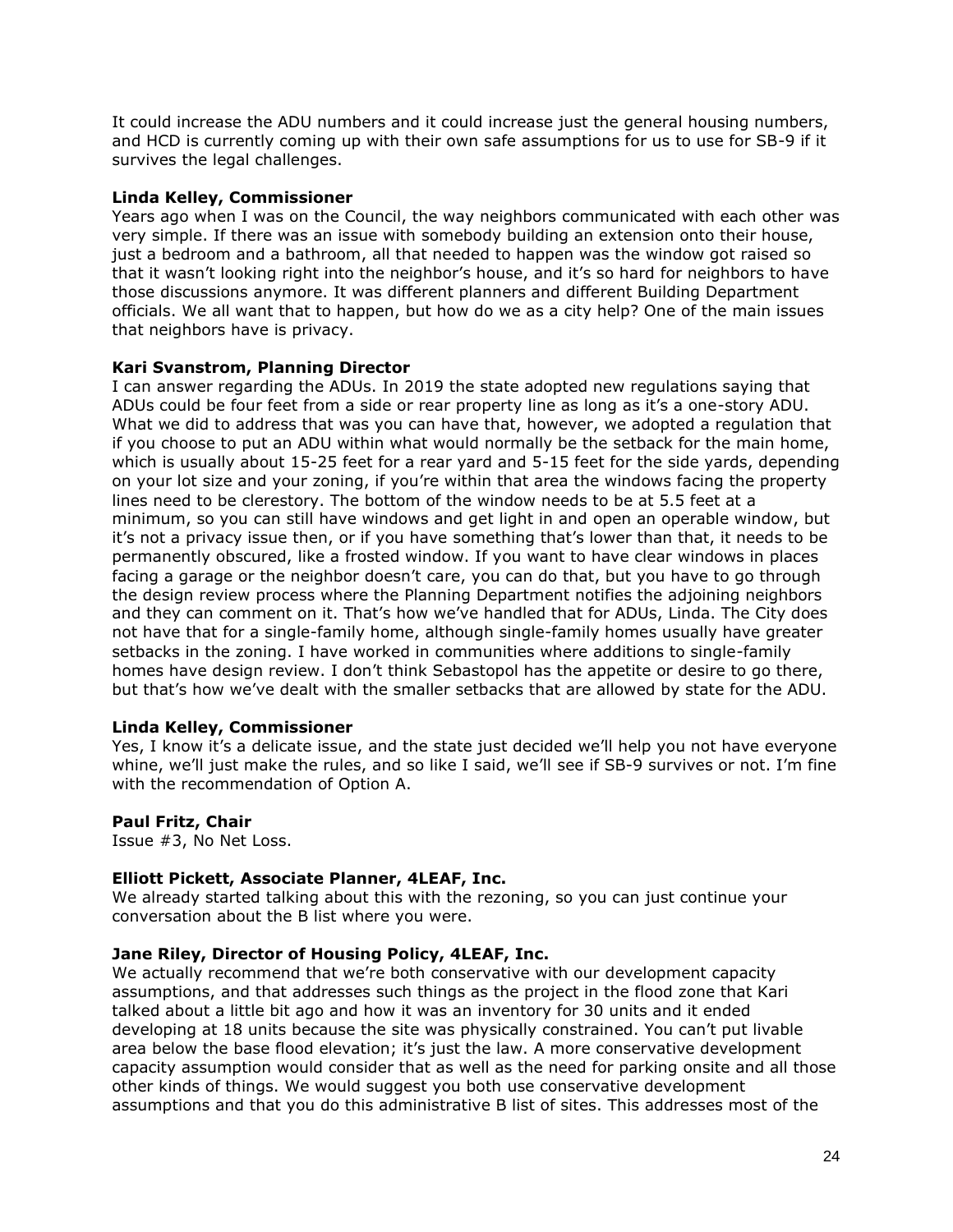It could increase the ADU numbers and it could increase just the general housing numbers, and HCD is currently coming up with their own safe assumptions for us to use for SB-9 if it survives the legal challenges.

**Linda Kelley, Commissioner**
Years ago when I was on the Council, the way neighbors communicated with each other was very simple. If there was an issue with somebody building an extension onto their house, just a bedroom and a bathroom, all that needed to happen was the window got raised so that it wasn't looking right into the neighbor's house, and it's so hard for neighbors to have those discussions anymore. It was different planners and different Building Department officials. We all want that to happen, but how do we as a city help? One of the main issues that neighbors have is privacy.

**Kari Svanstrom, Planning Director**
I can answer regarding the ADUs. In 2019 the state adopted new regulations saying that ADUs could be four feet from a side or rear property line as long as it's a one-story ADU. What we did to address that was you can have that, however, we adopted a regulation that if you choose to put an ADU within what would normally be the setback for the main home, which is usually about 15-25 feet for a rear yard and 5-15 feet for the side yards, depending on your lot size and your zoning, if you're within that area the windows facing the property lines need to be clerestory. The bottom of the window needs to be at 5.5 feet at a minimum, so you can still have windows and get light in and open an operable window, but it's not a privacy issue then, or if you have something that's lower than that, it needs to be permanently obscured, like a frosted window. If you want to have clear windows in places facing a garage or the neighbor doesn't care, you can do that, but you have to go through the design review process where the Planning Department notifies the adjoining neighbors and they can comment on it. That's how we've handled that for ADUs, Linda. The City does not have that for a single-family home, although single-family homes usually have greater setbacks in the zoning. I have worked in communities where additions to single-family homes have design review. I don't think Sebastopol has the appetite or desire to go there, but that's how we've dealt with the smaller setbacks that are allowed by state for the ADU.

**Linda Kelley, Commissioner**
Yes, I know it's a delicate issue, and the state just decided we'll help you not have everyone whine, we'll just make the rules, and so like I said, we'll see if SB-9 survives or not. I'm fine with the recommendation of Option A.

**Paul Fritz, Chair**
Issue #3, No Net Loss.

**Elliott Pickett, Associate Planner, 4LEAF, Inc.**
We already started talking about this with the rezoning, so you can just continue your conversation about the B list where you were.

**Jane Riley, Director of Housing Policy, 4LEAF, Inc.**
We actually recommend that we're both conservative with our development capacity assumptions, and that addresses such things as the project in the flood zone that Kari talked about a little bit ago and how it was an inventory for 30 units and it ended developing at 18 units because the site was physically constrained. You can't put livable area below the base flood elevation; it's just the law. A more conservative development capacity assumption would consider that as well as the need for parking onsite and all those other kinds of things. We would suggest you both use conservative development assumptions and that you do this administrative B list of sites. This addresses most of the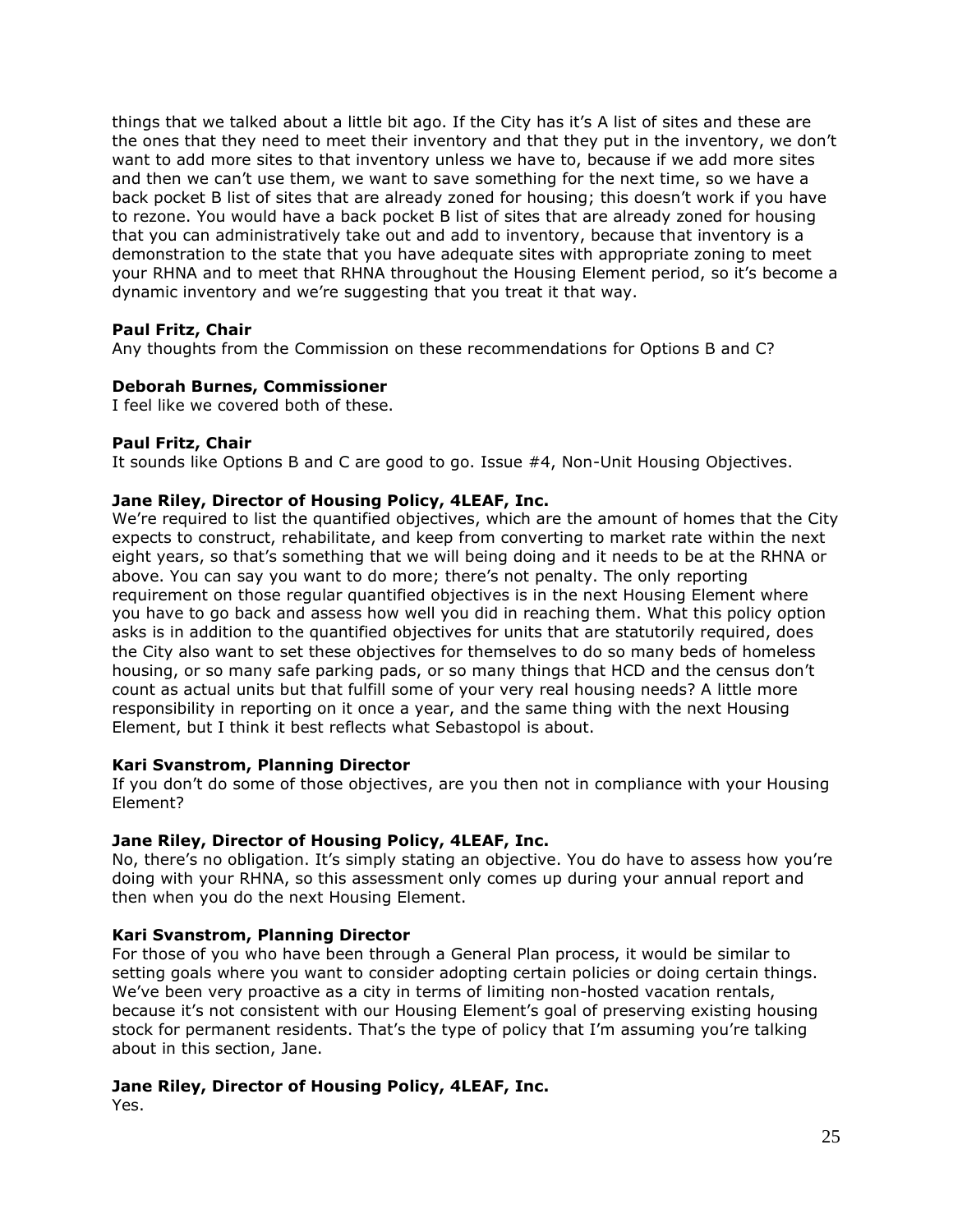things that we talked about a little bit ago. If the City has it's A list of sites and these are the ones that they need to meet their inventory and that they put in the inventory, we don't want to add more sites to that inventory unless we have to, because if we add more sites and then we can't use them, we want to save something for the next time, so we have a back pocket B list of sites that are already zoned for housing; this doesn't work if you have to rezone. You would have a back pocket B list of sites that are already zoned for housing that you can administratively take out and add to inventory, because that inventory is a demonstration to the state that you have adequate sites with appropriate zoning to meet your RHNA and to meet that RHNA throughout the Housing Element period, so it's become a dynamic inventory and we're suggesting that you treat it that way.

**Paul Fritz, Chair**
Any thoughts from the Commission on these recommendations for Options B and C?

**Deborah Burnes, Commissioner**
I feel like we covered both of these.

**Paul Fritz, Chair**
It sounds like Options B and C are good to go. Issue #4, Non-Unit Housing Objectives.

**Jane Riley, Director of Housing Policy, 4LEAF, Inc.**
We're required to list the quantified objectives, which are the amount of homes that the City expects to construct, rehabilitate, and keep from converting to market rate within the next eight years, so that's something that we will being doing and it needs to be at the RHNA or above. You can say you want to do more; there's not penalty. The only reporting requirement on those regular quantified objectives is in the next Housing Element where you have to go back and assess how well you did in reaching them. What this policy option asks is in addition to the quantified objectives for units that are statutorily required, does the City also want to set these objectives for themselves to do so many beds of homeless housing, or so many safe parking pads, or so many things that HCD and the census don't count as actual units but that fulfill some of your very real housing needs? A little more responsibility in reporting on it once a year, and the same thing with the next Housing Element, but I think it best reflects what Sebastopol is about.

**Kari Svanstrom, Planning Director**
If you don't do some of those objectives, are you then not in compliance with your Housing Element?

**Jane Riley, Director of Housing Policy, 4LEAF, Inc.**
No, there's no obligation. It's simply stating an objective. You do have to assess how you're doing with your RHNA, so this assessment only comes up during your annual report and then when you do the next Housing Element.

**Kari Svanstrom, Planning Director**
For those of you who have been through a General Plan process, it would be similar to setting goals where you want to consider adopting certain policies or doing certain things. We've been very proactive as a city in terms of limiting non-hosted vacation rentals, because it's not consistent with our Housing Element's goal of preserving existing housing stock for permanent residents. That's the type of policy that I'm assuming you're talking about in this section, Jane.

**Jane Riley, Director of Housing Policy, 4LEAF, Inc.**
Yes.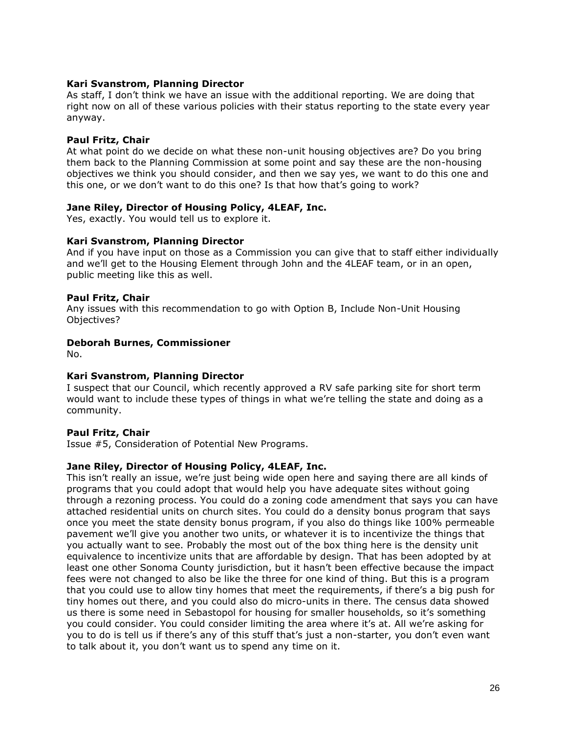**Kari Svanstrom, Planning Director**
As staff, I don't think we have an issue with the additional reporting. We are doing that right now on all of these various policies with their status reporting to the state every year anyway.

**Paul Fritz, Chair**
At what point do we decide on what these non-unit housing objectives are? Do you bring them back to the Planning Commission at some point and say these are the non-housing objectives we think you should consider, and then we say yes, we want to do this one and this one, or we don't want to do this one? Is that how that's going to work?

**Jane Riley, Director of Housing Policy, 4LEAF, Inc.**
Yes, exactly. You would tell us to explore it.

**Kari Svanstrom, Planning Director**
And if you have input on those as a Commission you can give that to staff either individually and we'll get to the Housing Element through John and the 4LEAF team, or in an open, public meeting like this as well.

**Paul Fritz, Chair**
Any issues with this recommendation to go with Option B, Include Non-Unit Housing Objectives?

**Deborah Burnes, Commissioner**
No.

**Kari Svanstrom, Planning Director**
I suspect that our Council, which recently approved a RV safe parking site for short term would want to include these types of things in what we're telling the state and doing as a community.

**Paul Fritz, Chair**
Issue #5, Consideration of Potential New Programs.

**Jane Riley, Director of Housing Policy, 4LEAF, Inc.**
This isn't really an issue, we're just being wide open here and saying there are all kinds of programs that you could adopt that would help you have adequate sites without going through a rezoning process. You could do a zoning code amendment that says you can have attached residential units on church sites. You could do a density bonus program that says once you meet the state density bonus program, if you also do things like 100% permeable pavement we'll give you another two units, or whatever it is to incentivize the things that you actually want to see. Probably the most out of the box thing here is the density unit equivalence to incentivize units that are affordable by design. That has been adopted by at least one other Sonoma County jurisdiction, but it hasn't been effective because the impact fees were not changed to also be like the three for one kind of thing. But this is a program that you could use to allow tiny homes that meet the requirements, if there's a big push for tiny homes out there, and you could also do micro-units in there. The census data showed us there is some need in Sebastopol for housing for smaller households, so it's something you could consider. You could consider limiting the area where it's at. All we're asking for you to do is tell us if there's any of this stuff that's just a non-starter, you don't even want to talk about it, you don't want us to spend any time on it.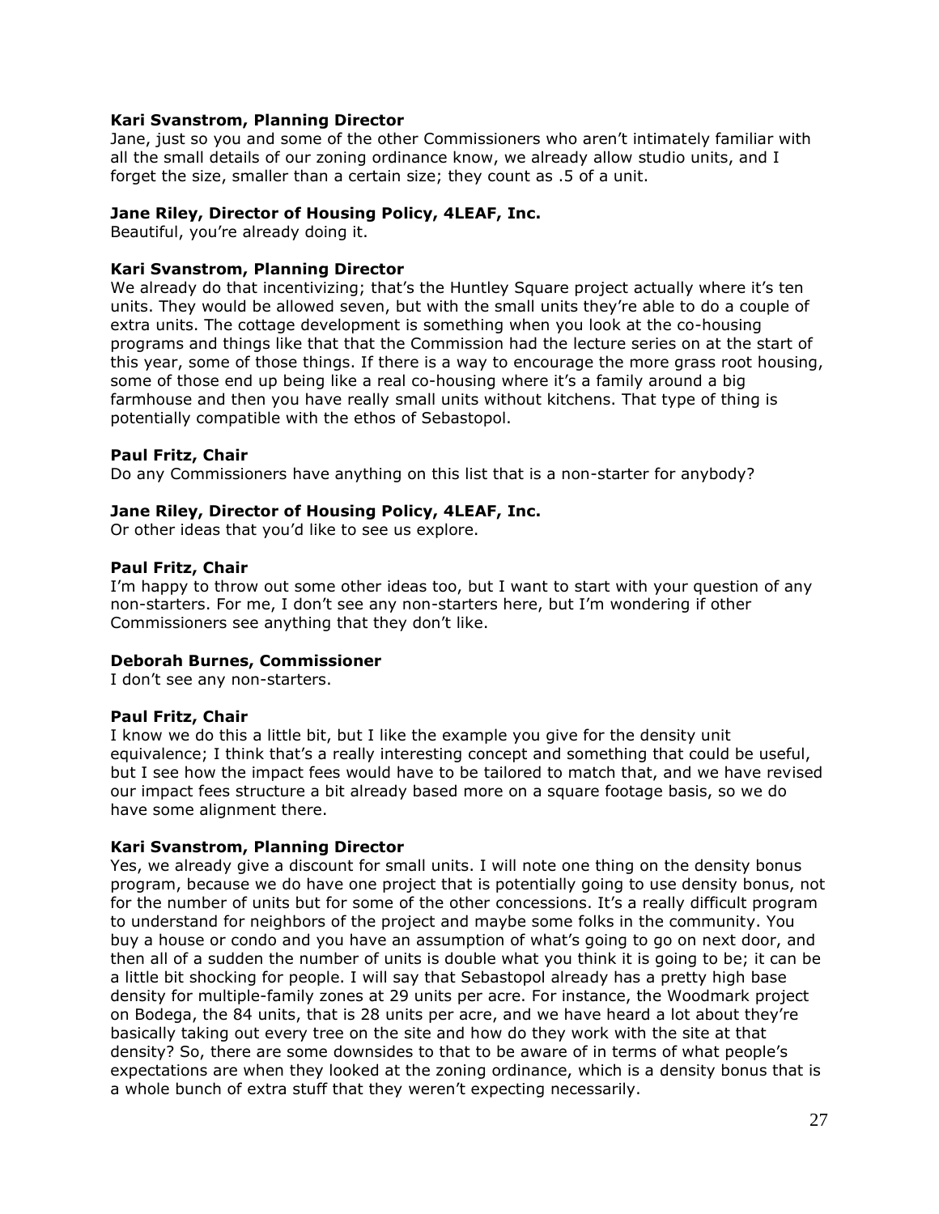**Kari Svanstrom, Planning Director**
Jane, just so you and some of the other Commissioners who aren't intimately familiar with all the small details of our zoning ordinance know, we already allow studio units, and I forget the size, smaller than a certain size; they count as .5 of a unit.

**Jane Riley, Director of Housing Policy, 4LEAF, Inc.**
Beautiful, you're already doing it.

**Kari Svanstrom, Planning Director**
We already do that incentivizing; that's the Huntley Square project actually where it's ten units. They would be allowed seven, but with the small units they're able to do a couple of extra units. The cottage development is something when you look at the co-housing programs and things like that that the Commission had the lecture series on at the start of this year, some of those things. If there is a way to encourage the more grass root housing, some of those end up being like a real co-housing where it's a family around a big farmhouse and then you have really small units without kitchens. That type of thing is potentially compatible with the ethos of Sebastopol.

**Paul Fritz, Chair**
Do any Commissioners have anything on this list that is a non-starter for anybody?

**Jane Riley, Director of Housing Policy, 4LEAF, Inc.**
Or other ideas that you'd like to see us explore.

**Paul Fritz, Chair**
I'm happy to throw out some other ideas too, but I want to start with your question of any non-starters. For me, I don't see any non-starters here, but I'm wondering if other Commissioners see anything that they don't like.

**Deborah Burnes, Commissioner**
I don't see any non-starters.

**Paul Fritz, Chair**
I know we do this a little bit, but I like the example you give for the density unit equivalence; I think that's a really interesting concept and something that could be useful, but I see how the impact fees would have to be tailored to match that, and we have revised our impact fees structure a bit already based more on a square footage basis, so we do have some alignment there.

**Kari Svanstrom, Planning Director**
Yes, we already give a discount for small units. I will note one thing on the density bonus program, because we do have one project that is potentially going to use density bonus, not for the number of units but for some of the other concessions. It's a really difficult program to understand for neighbors of the project and maybe some folks in the community. You buy a house or condo and you have an assumption of what's going to go on next door, and then all of a sudden the number of units is double what you think it is going to be; it can be a little bit shocking for people. I will say that Sebastopol already has a pretty high base density for multiple-family zones at 29 units per acre. For instance, the Woodmark project on Bodega, the 84 units, that is 28 units per acre, and we have heard a lot about they're basically taking out every tree on the site and how do they work with the site at that density? So, there are some downsides to that to be aware of in terms of what people's expectations are when they looked at the zoning ordinance, which is a density bonus that is a whole bunch of extra stuff that they weren't expecting necessarily.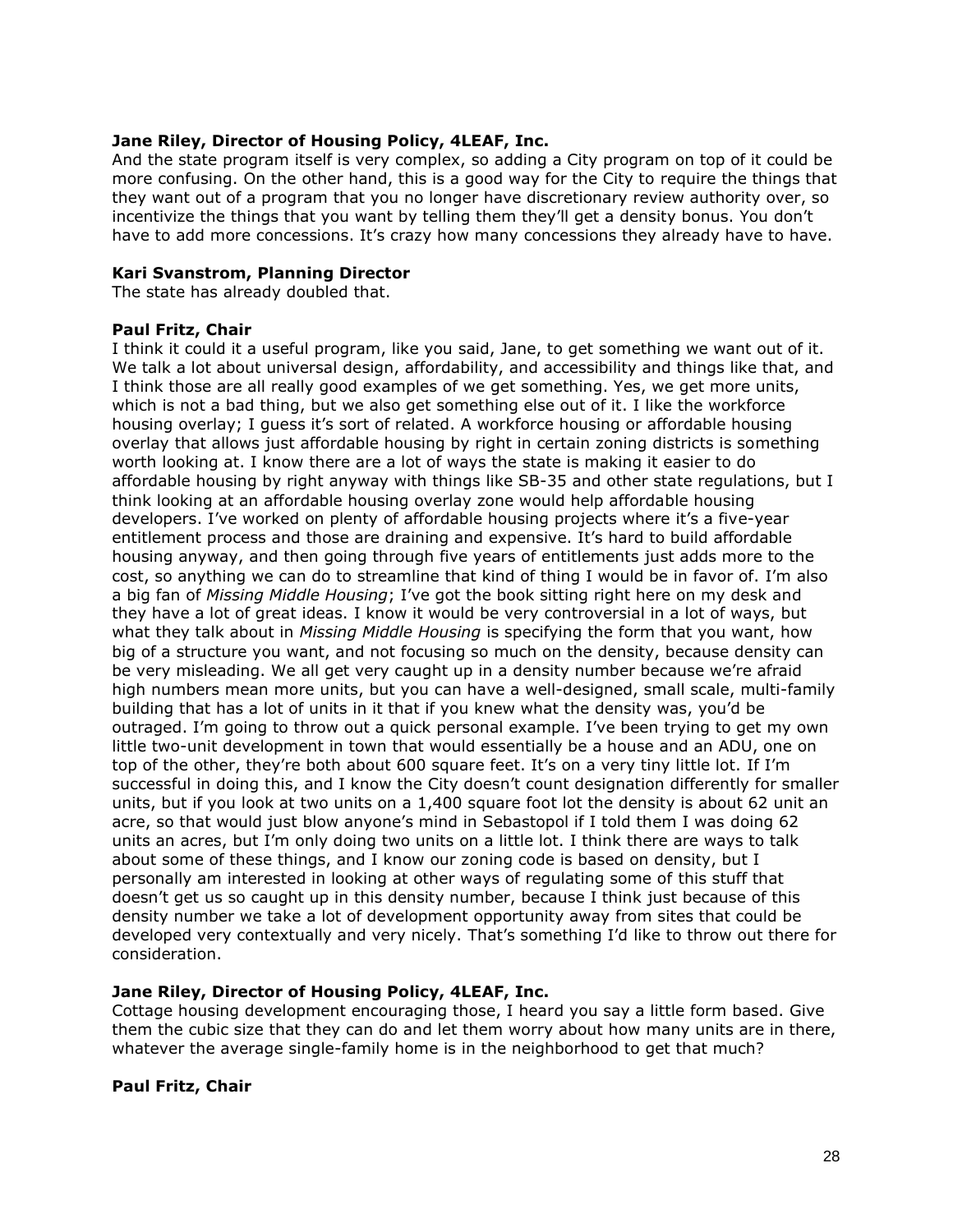**Jane Riley, Director of Housing Policy, 4LEAF, Inc.**
And the state program itself is very complex, so adding a City program on top of it could be more confusing. On the other hand, this is a good way for the City to require the things that they want out of a program that you no longer have discretionary review authority over, so incentivize the things that you want by telling them they'll get a density bonus. You don't have to add more concessions. It's crazy how many concessions they already have to have.

**Kari Svanstrom, Planning Director**
The state has already doubled that.

**Paul Fritz, Chair**
I think it could it a useful program, like you said, Jane, to get something we want out of it. We talk a lot about universal design, affordability, and accessibility and things like that, and I think those are all really good examples of we get something. Yes, we get more units, which is not a bad thing, but we also get something else out of it. I like the workforce housing overlay; I guess it's sort of related. A workforce housing or affordable housing overlay that allows just affordable housing by right in certain zoning districts is something worth looking at. I know there are a lot of ways the state is making it easier to do affordable housing by right anyway with things like SB-35 and other state regulations, but I think looking at an affordable housing overlay zone would help affordable housing developers. I've worked on plenty of affordable housing projects where it's a five-year entitlement process and those are draining and expensive. It's hard to build affordable housing anyway, and then going through five years of entitlements just adds more to the cost, so anything we can do to streamline that kind of thing I would be in favor of. I'm also a big fan of *Missing Middle Housing*; I've got the book sitting right here on my desk and they have a lot of great ideas. I know it would be very controversial in a lot of ways, but what they talk about in *Missing Middle Housing* is specifying the form that you want, how big of a structure you want, and not focusing so much on the density, because density can be very misleading. We all get very caught up in a density number because we're afraid high numbers mean more units, but you can have a well-designed, small scale, multi-family building that has a lot of units in it that if you knew what the density was, you'd be outraged. I'm going to throw out a quick personal example. I've been trying to get my own little two-unit development in town that would essentially be a house and an ADU, one on top of the other, they're both about 600 square feet. It's on a very tiny little lot. If I'm successful in doing this, and I know the City doesn't count designation differently for smaller units, but if you look at two units on a 1,400 square foot lot the density is about 62 unit an acre, so that would just blow anyone's mind in Sebastopol if I told them I was doing 62 units an acres, but I'm only doing two units on a little lot. I think there are ways to talk about some of these things, and I know our zoning code is based on density, but I personally am interested in looking at other ways of regulating some of this stuff that doesn't get us so caught up in this density number, because I think just because of this density number we take a lot of development opportunity away from sites that could be developed very contextually and very nicely. That's something I'd like to throw out there for consideration.

**Jane Riley, Director of Housing Policy, 4LEAF, Inc.**
Cottage housing development encouraging those, I heard you say a little form based. Give them the cubic size that they can do and let them worry about how many units are in there, whatever the average single-family home is in the neighborhood to get that much?

**Paul Fritz, Chair**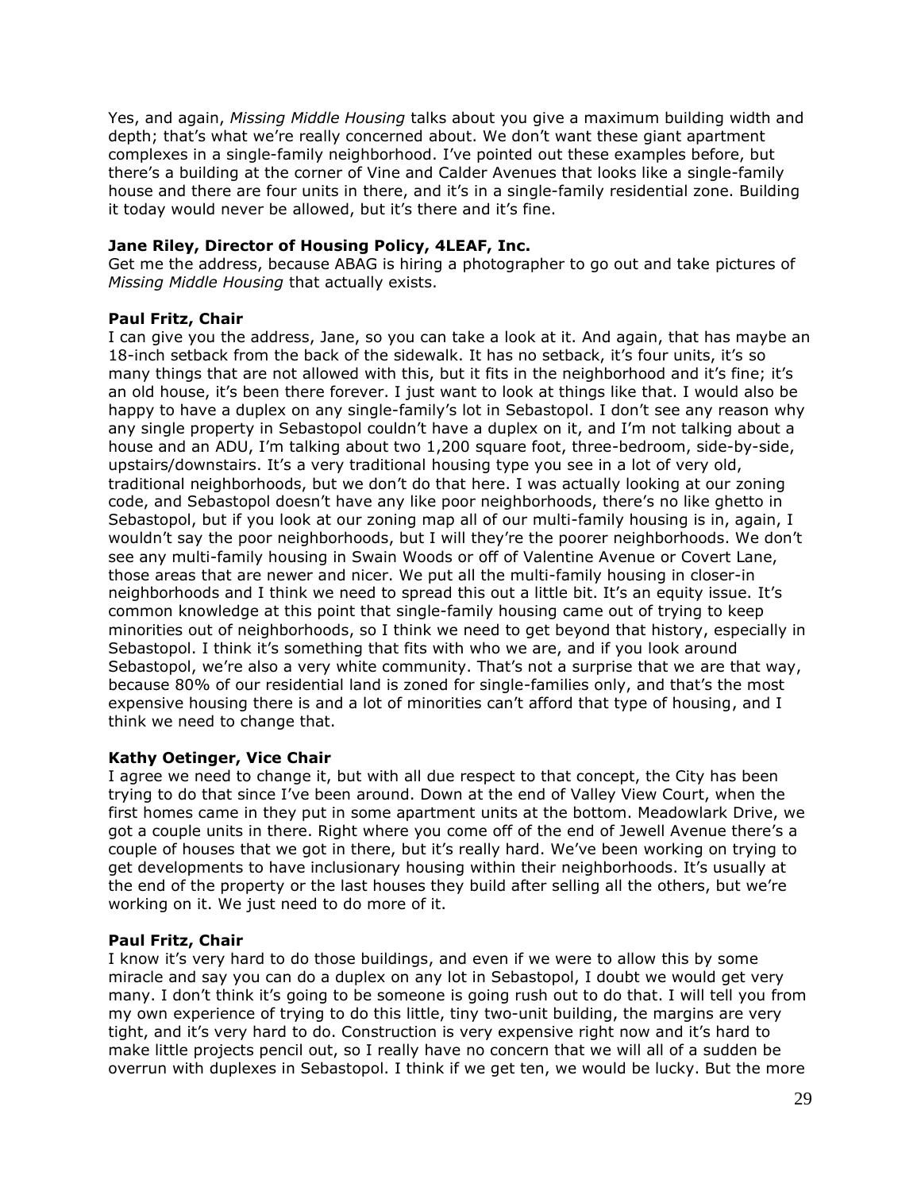Yes, and again, *Missing Middle Housing* talks about you give a maximum building width and depth; that's what we're really concerned about. We don't want these giant apartment complexes in a single-family neighborhood. I've pointed out these examples before, but there's a building at the corner of Vine and Calder Avenues that looks like a single-family house and there are four units in there, and it's in a single-family residential zone. Building it today would never be allowed, but it's there and it's fine.

**Jane Riley, Director of Housing Policy, 4LEAF, Inc.**
Get me the address, because ABAG is hiring a photographer to go out and take pictures of *Missing Middle Housing* that actually exists.

**Paul Fritz, Chair**
I can give you the address, Jane, so you can take a look at it. And again, that has maybe an 18-inch setback from the back of the sidewalk. It has no setback, it's four units, it's so many things that are not allowed with this, but it fits in the neighborhood and it's fine; it's an old house, it's been there forever. I just want to look at things like that. I would also be happy to have a duplex on any single-family's lot in Sebastopol. I don't see any reason why any single property in Sebastopol couldn't have a duplex on it, and I'm not talking about a house and an ADU, I'm talking about two 1,200 square foot, three-bedroom, side-by-side, upstairs/downstairs. It's a very traditional housing type you see in a lot of very old, traditional neighborhoods, but we don't do that here. I was actually looking at our zoning code, and Sebastopol doesn't have any like poor neighborhoods, there's no like ghetto in Sebastopol, but if you look at our zoning map all of our multi-family housing is in, again, I wouldn't say the poor neighborhoods, but I will they're the poorer neighborhoods. We don't see any multi-family housing in Swain Woods or off of Valentine Avenue or Covert Lane, those areas that are newer and nicer. We put all the multi-family housing in closer-in neighborhoods and I think we need to spread this out a little bit. It's an equity issue. It's common knowledge at this point that single-family housing came out of trying to keep minorities out of neighborhoods, so I think we need to get beyond that history, especially in Sebastopol. I think it's something that fits with who we are, and if you look around Sebastopol, we're also a very white community. That's not a surprise that we are that way, because 80% of our residential land is zoned for single-families only, and that's the most expensive housing there is and a lot of minorities can't afford that type of housing, and I think we need to change that.

**Kathy Oetinger, Vice Chair**
I agree we need to change it, but with all due respect to that concept, the City has been trying to do that since I've been around. Down at the end of Valley View Court, when the first homes came in they put in some apartment units at the bottom. Meadowlark Drive, we got a couple units in there. Right where you come off of the end of Jewell Avenue there's a couple of houses that we got in there, but it's really hard. We've been working on trying to get developments to have inclusionary housing within their neighborhoods. It's usually at the end of the property or the last houses they build after selling all the others, but we're working on it. We just need to do more of it.

**Paul Fritz, Chair**
I know it's very hard to do those buildings, and even if we were to allow this by some miracle and say you can do a duplex on any lot in Sebastopol, I doubt we would get very many. I don't think it's going to be someone is going rush out to do that. I will tell you from my own experience of trying to do this little, tiny two-unit building, the margins are very tight, and it's very hard to do. Construction is very expensive right now and it's hard to make little projects pencil out, so I really have no concern that we will all of a sudden be overrun with duplexes in Sebastopol. I think if we get ten, we would be lucky. But the more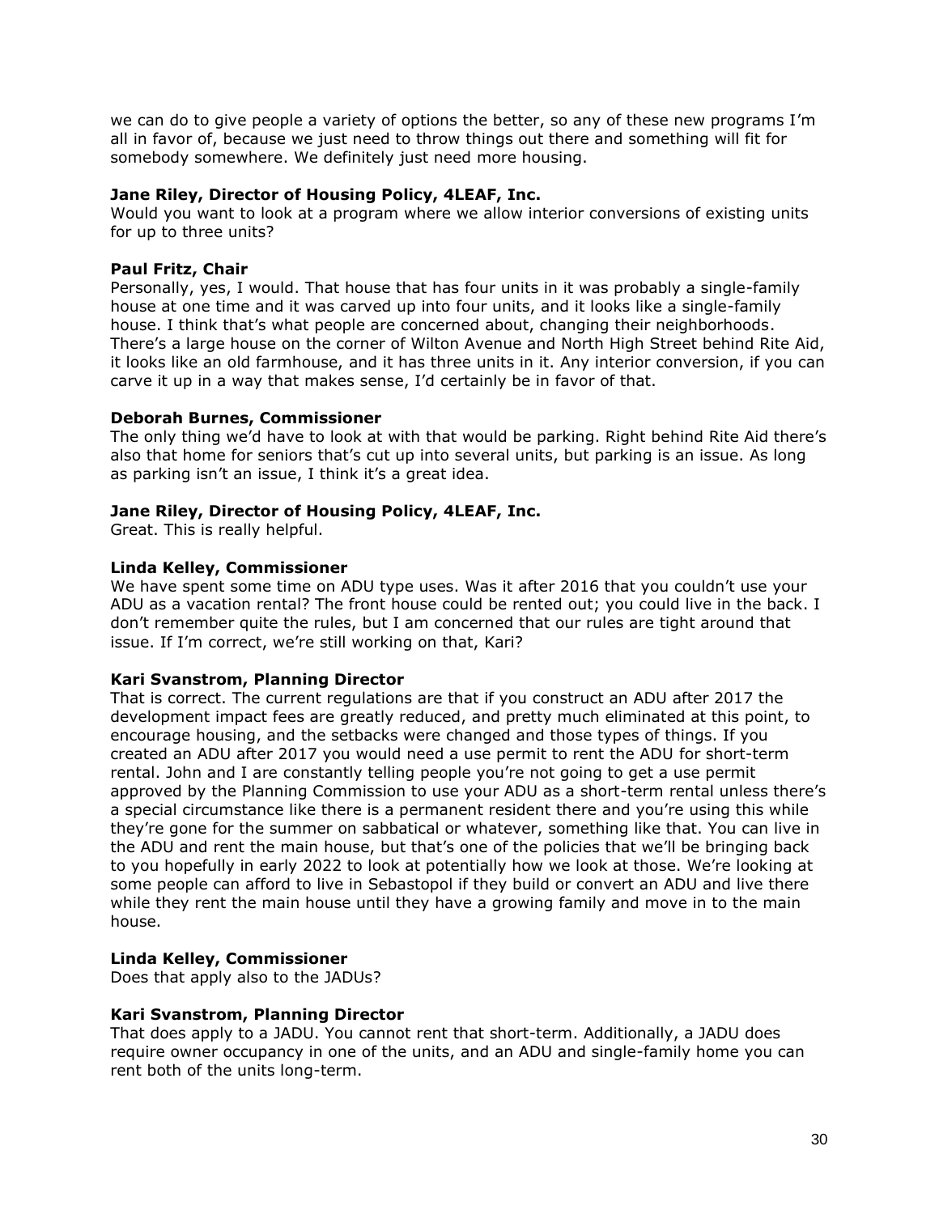we can do to give people a variety of options the better, so any of these new programs I'm all in favor of, because we just need to throw things out there and something will fit for somebody somewhere. We definitely just need more housing.

**Jane Riley, Director of Housing Policy, 4LEAF, Inc.**
Would you want to look at a program where we allow interior conversions of existing units for up to three units?

**Paul Fritz, Chair**
Personally, yes, I would. That house that has four units in it was probably a single-family house at one time and it was carved up into four units, and it looks like a single-family house. I think that's what people are concerned about, changing their neighborhoods. There's a large house on the corner of Wilton Avenue and North High Street behind Rite Aid, it looks like an old farmhouse, and it has three units in it. Any interior conversion, if you can carve it up in a way that makes sense, I'd certainly be in favor of that.

**Deborah Burnes, Commissioner**
The only thing we'd have to look at with that would be parking. Right behind Rite Aid there's also that home for seniors that's cut up into several units, but parking is an issue. As long as parking isn't an issue, I think it's a great idea.

**Jane Riley, Director of Housing Policy, 4LEAF, Inc.**
Great. This is really helpful.

**Linda Kelley, Commissioner**
We have spent some time on ADU type uses. Was it after 2016 that you couldn't use your ADU as a vacation rental? The front house could be rented out; you could live in the back. I don't remember quite the rules, but I am concerned that our rules are tight around that issue. If I'm correct, we're still working on that, Kari?

**Kari Svanstrom, Planning Director**
That is correct. The current regulations are that if you construct an ADU after 2017 the development impact fees are greatly reduced, and pretty much eliminated at this point, to encourage housing, and the setbacks were changed and those types of things. If you created an ADU after 2017 you would need a use permit to rent the ADU for short-term rental. John and I are constantly telling people you're not going to get a use permit approved by the Planning Commission to use your ADU as a short-term rental unless there's a special circumstance like there is a permanent resident there and you're using this while they're gone for the summer on sabbatical or whatever, something like that. You can live in the ADU and rent the main house, but that's one of the policies that we'll be bringing back to you hopefully in early 2022 to look at potentially how we look at those. We're looking at some people can afford to live in Sebastopol if they build or convert an ADU and live there while they rent the main house until they have a growing family and move in to the main house.

**Linda Kelley, Commissioner**
Does that apply also to the JADUs?

**Kari Svanstrom, Planning Director**
That does apply to a JADU. You cannot rent that short-term. Additionally, a JADU does require owner occupancy in one of the units, and an ADU and single-family home you can rent both of the units long-term.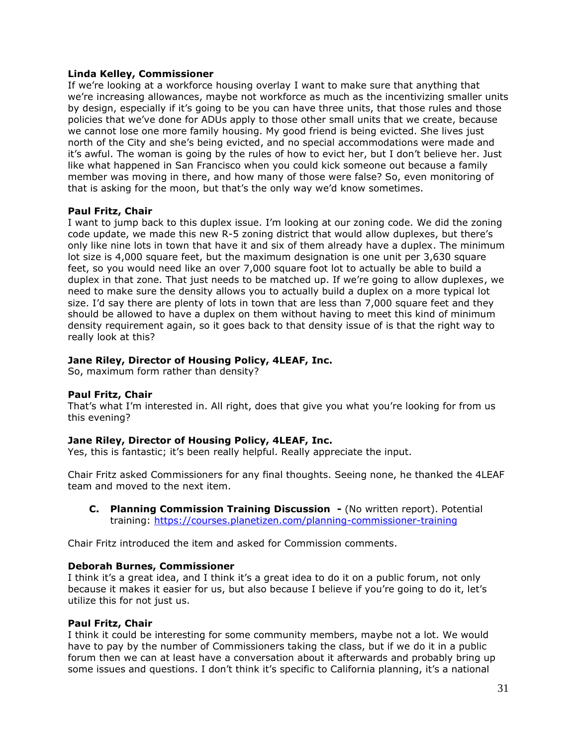**Linda Kelley, Commissioner**
If we're looking at a workforce housing overlay I want to make sure that anything that we're increasing allowances, maybe not workforce as much as the incentivizing smaller units by design, especially if it's going to be you can have three units, that those rules and those policies that we've done for ADUs apply to those other small units that we create, because we cannot lose one more family housing. My good friend is being evicted. She lives just north of the City and she's being evicted, and no special accommodations were made and it's awful. The woman is going by the rules of how to evict her, but I don't believe her. Just like what happened in San Francisco when you could kick someone out because a family member was moving in there, and how many of those were false? So, even monitoring of that is asking for the moon, but that's the only way we'd know sometimes.

**Paul Fritz, Chair**
I want to jump back to this duplex issue. I'm looking at our zoning code. We did the zoning code update, we made this new R-5 zoning district that would allow duplexes, but there's only like nine lots in town that have it and six of them already have a duplex. The minimum lot size is 4,000 square feet, but the maximum designation is one unit per 3,630 square feet, so you would need like an over 7,000 square foot lot to actually be able to build a duplex in that zone. That just needs to be matched up. If we're going to allow duplexes, we need to make sure the density allows you to actually build a duplex on a more typical lot size. I'd say there are plenty of lots in town that are less than 7,000 square feet and they should be allowed to have a duplex on them without having to meet this kind of minimum density requirement again, so it goes back to that density issue of is that the right way to really look at this?

**Jane Riley, Director of Housing Policy, 4LEAF, Inc.**
So, maximum form rather than density?

**Paul Fritz, Chair**
That's what I'm interested in. All right, does that give you what you're looking for from us this evening?

**Jane Riley, Director of Housing Policy, 4LEAF, Inc.**
Yes, this is fantastic; it's been really helpful. Really appreciate the input.

Chair Fritz asked Commissioners for any final thoughts. Seeing none, he thanked the 4LEAF team and moved to the next item.

**C. Planning Commission Training Discussion -** (No written report). Potential training: https://courses.planetizen.com/planning-commissioner-training

Chair Fritz introduced the item and asked for Commission comments.

**Deborah Burnes, Commissioner**
I think it's a great idea, and I think it's a great idea to do it on a public forum, not only because it makes it easier for us, but also because I believe if you're going to do it, let's utilize this for not just us.

**Paul Fritz, Chair**
I think it could be interesting for some community members, maybe not a lot. We would have to pay by the number of Commissioners taking the class, but if we do it in a public forum then we can at least have a conversation about it afterwards and probably bring up some issues and questions. I don't think it's specific to California planning, it's a national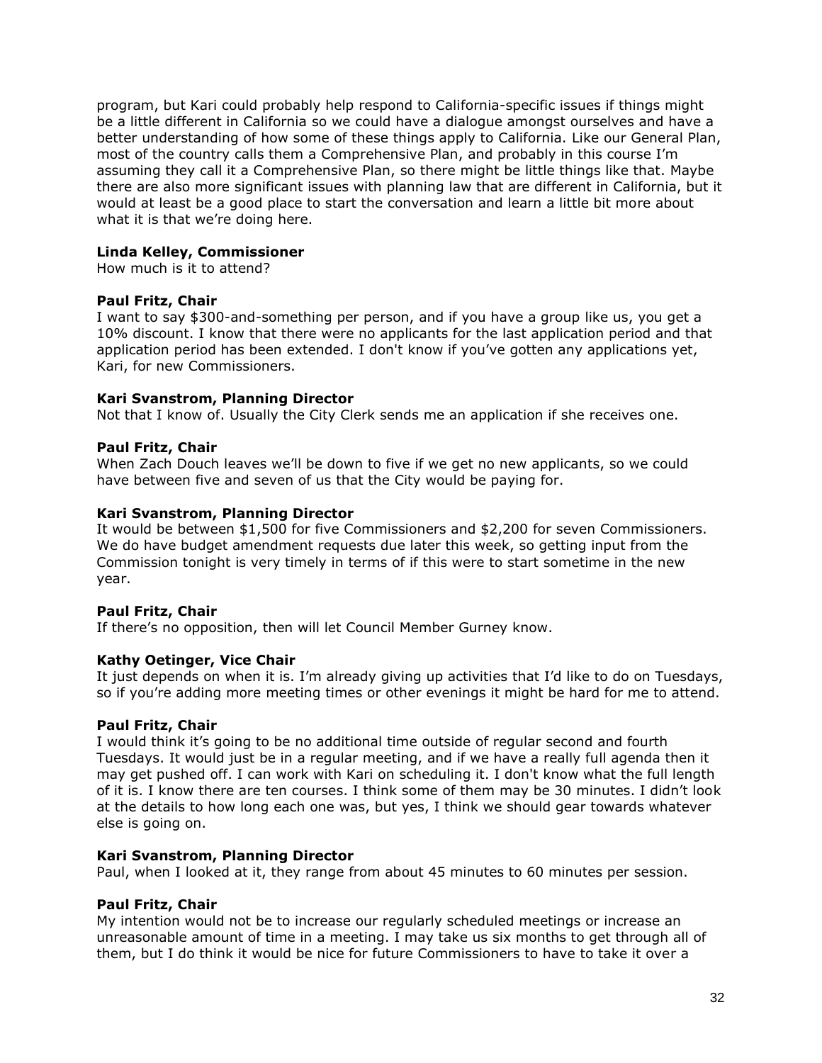program, but Kari could probably help respond to California-specific issues if things might be a little different in California so we could have a dialogue amongst ourselves and have a better understanding of how some of these things apply to California. Like our General Plan, most of the country calls them a Comprehensive Plan, and probably in this course I'm assuming they call it a Comprehensive Plan, so there might be little things like that. Maybe there are also more significant issues with planning law that are different in California, but it would at least be a good place to start the conversation and learn a little bit more about what it is that we're doing here.

**Linda Kelley, Commissioner**
How much is it to attend?

**Paul Fritz, Chair**
I want to say $300-and-something per person, and if you have a group like us, you get a 10% discount. I know that there were no applicants for the last application period and that application period has been extended. I don't know if you've gotten any applications yet, Kari, for new Commissioners.

**Kari Svanstrom, Planning Director**
Not that I know of. Usually the City Clerk sends me an application if she receives one.

**Paul Fritz, Chair**
When Zach Douch leaves we'll be down to five if we get no new applicants, so we could have between five and seven of us that the City would be paying for.

**Kari Svanstrom, Planning Director**
It would be between $1,500 for five Commissioners and $2,200 for seven Commissioners. We do have budget amendment requests due later this week, so getting input from the Commission tonight is very timely in terms of if this were to start sometime in the new year.

**Paul Fritz, Chair**
If there's no opposition, then will let Council Member Gurney know.

**Kathy Oetinger, Vice Chair**
It just depends on when it is. I'm already giving up activities that I'd like to do on Tuesdays, so if you're adding more meeting times or other evenings it might be hard for me to attend.

**Paul Fritz, Chair**
I would think it's going to be no additional time outside of regular second and fourth Tuesdays. It would just be in a regular meeting, and if we have a really full agenda then it may get pushed off. I can work with Kari on scheduling it. I don't know what the full length of it is. I know there are ten courses. I think some of them may be 30 minutes. I didn't look at the details to how long each one was, but yes, I think we should gear towards whatever else is going on.

**Kari Svanstrom, Planning Director**
Paul, when I looked at it, they range from about 45 minutes to 60 minutes per session.

**Paul Fritz, Chair**
My intention would not be to increase our regularly scheduled meetings or increase an unreasonable amount of time in a meeting. I may take us six months to get through all of them, but I do think it would be nice for future Commissioners to have to take it over a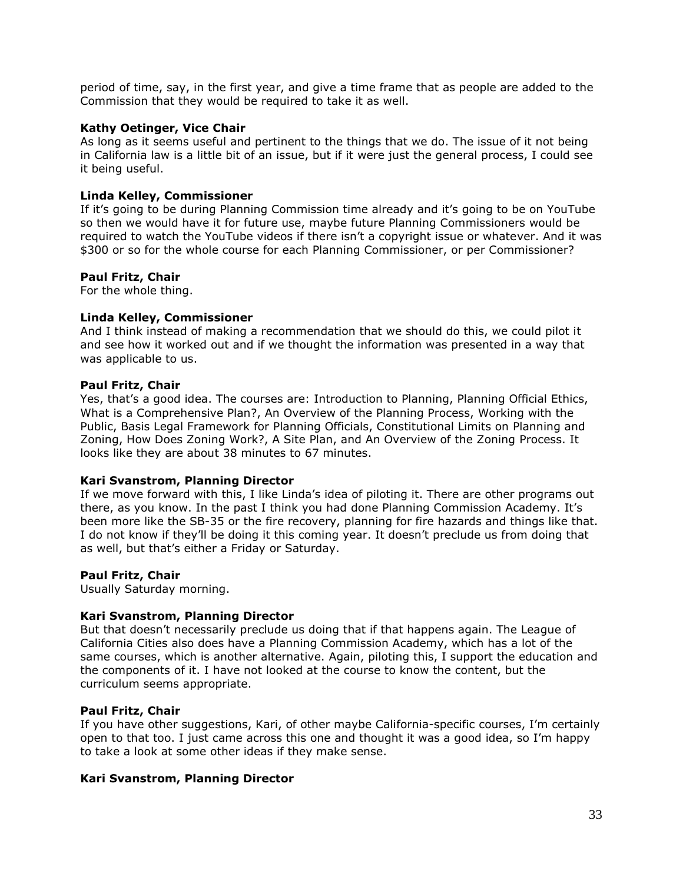period of time, say, in the first year, and give a time frame that as people are added to the Commission that they would be required to take it as well.

**Kathy Oetinger, Vice Chair**
As long as it seems useful and pertinent to the things that we do. The issue of it not being in California law is a little bit of an issue, but if it were just the general process, I could see it being useful.

**Linda Kelley, Commissioner**
If it's going to be during Planning Commission time already and it's going to be on YouTube so then we would have it for future use, maybe future Planning Commissioners would be required to watch the YouTube videos if there isn't a copyright issue or whatever. And it was $300 or so for the whole course for each Planning Commissioner, or per Commissioner?

**Paul Fritz, Chair**
For the whole thing.

**Linda Kelley, Commissioner**
And I think instead of making a recommendation that we should do this, we could pilot it and see how it worked out and if we thought the information was presented in a way that was applicable to us.

**Paul Fritz, Chair**
Yes, that's a good idea. The courses are: Introduction to Planning, Planning Official Ethics, What is a Comprehensive Plan?, An Overview of the Planning Process, Working with the Public, Basis Legal Framework for Planning Officials, Constitutional Limits on Planning and Zoning, How Does Zoning Work?, A Site Plan, and An Overview of the Zoning Process. It looks like they are about 38 minutes to 67 minutes.

**Kari Svanstrom, Planning Director**
If we move forward with this, I like Linda's idea of piloting it. There are other programs out there, as you know. In the past I think you had done Planning Commission Academy. It's been more like the SB-35 or the fire recovery, planning for fire hazards and things like that. I do not know if they'll be doing it this coming year. It doesn't preclude us from doing that as well, but that's either a Friday or Saturday.

**Paul Fritz, Chair**
Usually Saturday morning.

**Kari Svanstrom, Planning Director**
But that doesn't necessarily preclude us doing that if that happens again. The League of California Cities also does have a Planning Commission Academy, which has a lot of the same courses, which is another alternative. Again, piloting this, I support the education and the components of it. I have not looked at the course to know the content, but the curriculum seems appropriate.

**Paul Fritz, Chair**
If you have other suggestions, Kari, of other maybe California-specific courses, I'm certainly open to that too. I just came across this one and thought it was a good idea, so I'm happy to take a look at some other ideas if they make sense.

**Kari Svanstrom, Planning Director**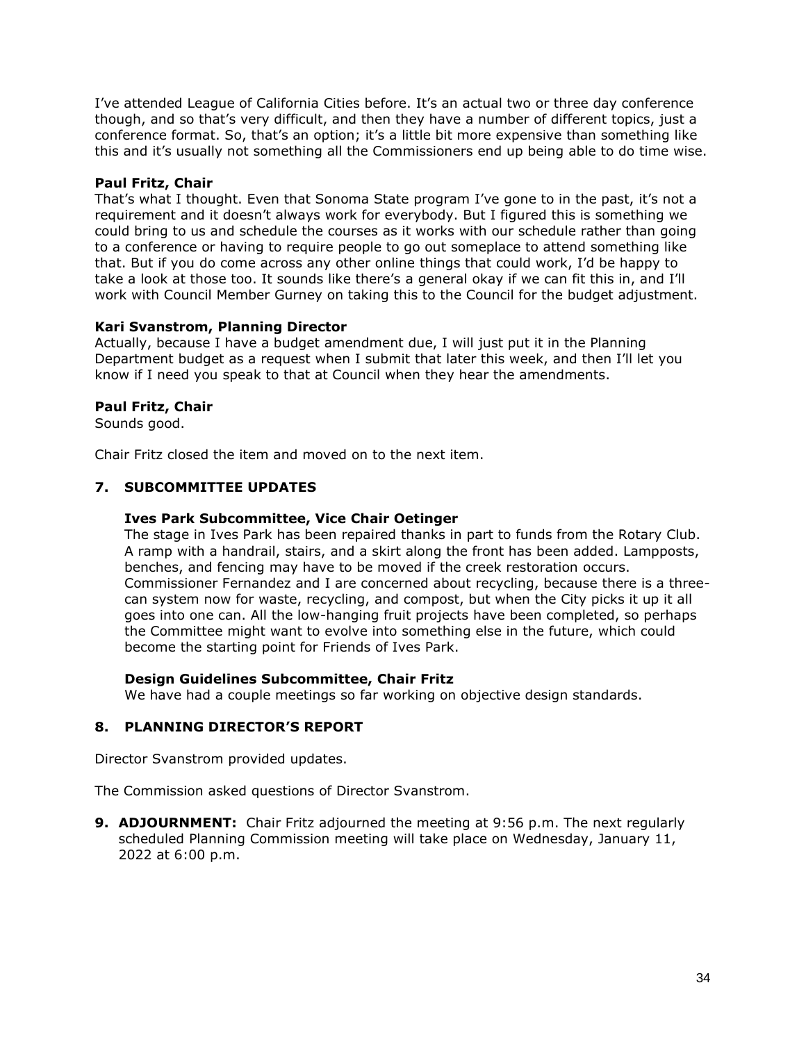I've attended League of California Cities before. It's an actual two or three day conference though, and so that's very difficult, and then they have a number of different topics, just a conference format. So, that's an option; it's a little bit more expensive than something like this and it's usually not something all the Commissioners end up being able to do time wise.

**Paul Fritz, Chair**
That's what I thought. Even that Sonoma State program I've gone to in the past, it's not a requirement and it doesn't always work for everybody. But I figured this is something we could bring to us and schedule the courses as it works with our schedule rather than going to a conference or having to require people to go out someplace to attend something like that. But if you do come across any other online things that could work, I'd be happy to take a look at those too. It sounds like there's a general okay if we can fit this in, and I'll work with Council Member Gurney on taking this to the Council for the budget adjustment.

**Kari Svanstrom, Planning Director**
Actually, because I have a budget amendment due, I will just put it in the Planning Department budget as a request when I submit that later this week, and then I'll let you know if I need you speak to that at Council when they hear the amendments.

**Paul Fritz, Chair**
Sounds good.

Chair Fritz closed the item and moved on to the next item.

## 7. SUBCOMMITTEE UPDATES

**Ives Park Subcommittee, Vice Chair Oetinger**
The stage in Ives Park has been repaired thanks in part to funds from the Rotary Club. A ramp with a handrail, stairs, and a skirt along the front has been added. Lampposts, benches, and fencing may have to be moved if the creek restoration occurs. Commissioner Fernandez and I are concerned about recycling, because there is a three-can system now for waste, recycling, and compost, but when the City picks it up it all goes into one can. All the low-hanging fruit projects have been completed, so perhaps the Committee might want to evolve into something else in the future, which could become the starting point for Friends of Ives Park.

**Design Guidelines Subcommittee, Chair Fritz**
We have had a couple meetings so far working on objective design standards.

## 8. PLANNING DIRECTOR'S REPORT

Director Svanstrom provided updates.

The Commission asked questions of Director Svanstrom.

**9. ADJOURNMENT:** Chair Fritz adjourned the meeting at 9:56 p.m. The next regularly scheduled Planning Commission meeting will take place on Wednesday, January 11, 2022 at 6:00 p.m.